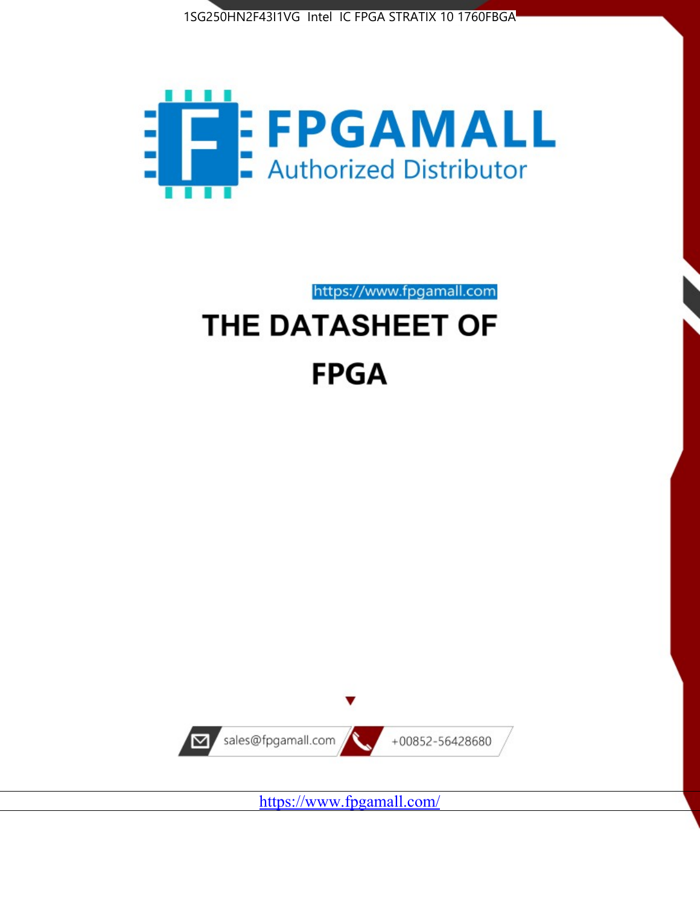1SG250HN2F43I1VG Intel IC FPGA STRATIX 10 1760FBGA

FPGAMALL

Authorized Distributor

https://www.fpgamall.com

# THE DATASHEET OF

# FPGA

sales@fpgamall.com

+00852-56428680

https://www.fpgamall.com/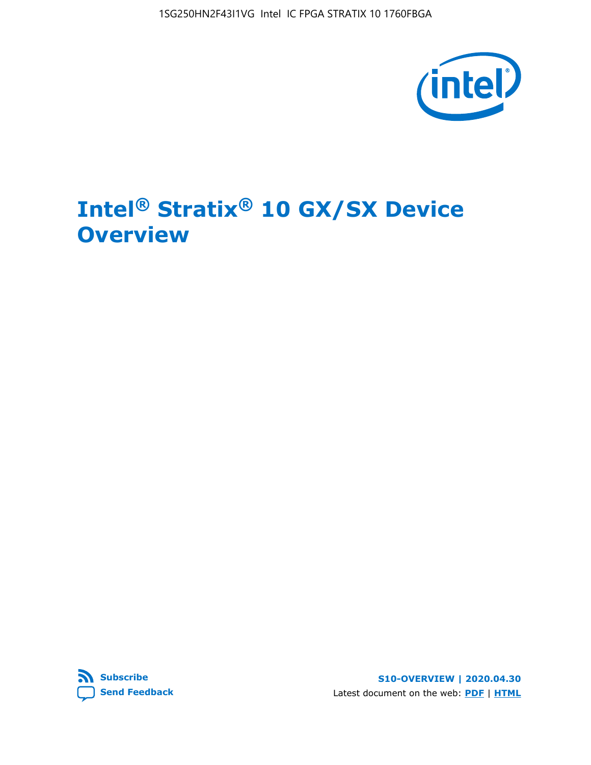# Intel® Stratix® 10 GX/SX Device Overview

**Subscribe**

**Send Feedback**

**S10-OVERVIEW | 2020.04.30**

Latest document on the web: **PDF** | **HTML**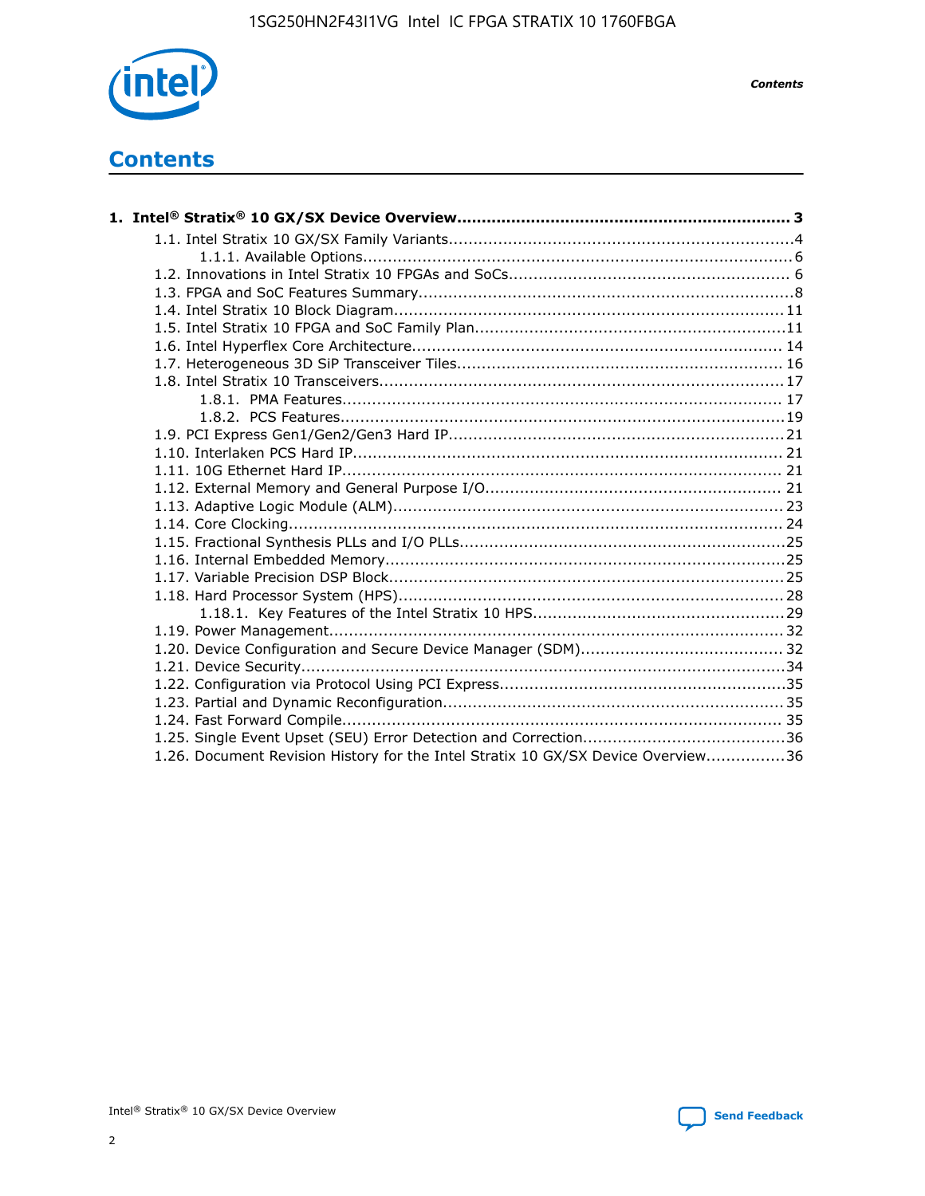# Contents

**1. Intel® Stratix® 10 GX/SX Device Overview.................................................................. 3**

- 1.1. Intel Stratix 10 GX/SX Family Variants.....................................................................4
  - 1.1.1. Available Options......................................................................................6
- 1.2. Innovations in Intel Stratix 10 FPGAs and SoCs........................................................ 6
- 1.3. FPGA and SoC Features Summary...........................................................................8
- 1.4. Intel Stratix 10 Block Diagram.............................................................................. 11
- 1.5. Intel Stratix 10 FPGA and SoC Family Plan...............................................................11
- 1.6. Intel Hyperflex Core Architecture.......................................................................... 14
- 1.7. Heterogeneous 3D SiP Transceiver Tiles................................................................. 16
- 1.8. Intel Stratix 10 Transceivers................................................................................. 17
  - 1.8.1. PMA Features........................................................................................ 17
  - 1.8.2. PCS Features.........................................................................................19
- 1.9. PCI Express Gen1/Gen2/Gen3 Hard IP...................................................................21
- 1.10. Interlaken PCS Hard IP...................................................................................... 21
- 1.11. 10G Ethernet Hard IP........................................................................................ 21
- 1.12. External Memory and General Purpose I/O........................................................... 21
- 1.13. Adaptive Logic Module (ALM).............................................................................. 23
- 1.14. Core Clocking................................................................................................... 24
- 1.15. Fractional Synthesis PLLs and I/O PLLs.................................................................25
- 1.16. Internal Embedded Memory................................................................................25
- 1.17. Variable Precision DSP Block...............................................................................25
- 1.18. Hard Processor System (HPS).............................................................................28
  - 1.18.1. Key Features of the Intel Stratix 10 HPS..................................................29
- 1.19. Power Management........................................................................................... 32
- 1.20. Device Configuration and Secure Device Manager (SDM)......................................... 32
- 1.21. Device Security.................................................................................................34
- 1.22. Configuration via Protocol Using PCI Express.........................................................35
- 1.23. Partial and Dynamic Reconfiguration....................................................................35
- 1.24. Fast Forward Compile........................................................................................ 35
- 1.25. Single Event Upset (SEU) Error Detection and Correction........................................36
- 1.26. Document Revision History for the Intel Stratix 10 GX/SX Device Overview................36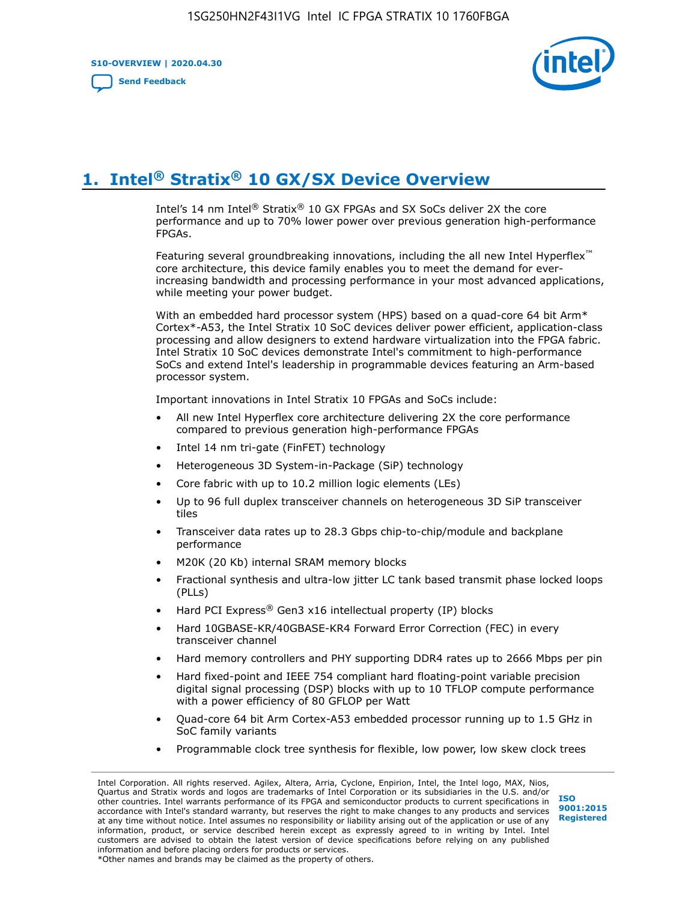# 1. Intel® Stratix® 10 GX/SX Device Overview

Intel's 14 nm Intel® Stratix® 10 GX FPGAs and SX SoCs deliver 2X the core performance and up to 70% lower power over previous generation high-performance FPGAs.

Featuring several groundbreaking innovations, including the all new Intel Hyperflex™ core architecture, this device family enables you to meet the demand for ever-increasing bandwidth and processing performance in your most advanced applications, while meeting your power budget.

With an embedded hard processor system (HPS) based on a quad-core 64 bit Arm* Cortex*-A53, the Intel Stratix 10 SoC devices deliver power efficient, application-class processing and allow designers to extend hardware virtualization into the FPGA fabric. Intel Stratix 10 SoC devices demonstrate Intel's commitment to high-performance SoCs and extend Intel's leadership in programmable devices featuring an Arm-based processor system.

Important innovations in Intel Stratix 10 FPGAs and SoCs include:

- All new Intel Hyperflex core architecture delivering 2X the core performance compared to previous generation high-performance FPGAs
- Intel 14 nm tri-gate (FinFET) technology
- Heterogeneous 3D System-in-Package (SiP) technology
- Core fabric with up to 10.2 million logic elements (LEs)
- Up to 96 full duplex transceiver channels on heterogeneous 3D SiP transceiver tiles
- Transceiver data rates up to 28.3 Gbps chip-to-chip/module and backplane performance
- M20K (20 Kb) internal SRAM memory blocks
- Fractional synthesis and ultra-low jitter LC tank based transmit phase locked loops (PLLs)
- Hard PCI Express® Gen3 x16 intellectual property (IP) blocks
- Hard 10GBASE-KR/40GBASE-KR4 Forward Error Correction (FEC) in every transceiver channel
- Hard memory controllers and PHY supporting DDR4 rates up to 2666 Mbps per pin
- Hard fixed-point and IEEE 754 compliant hard floating-point variable precision digital signal processing (DSP) blocks with up to 10 TFLOP compute performance with a power efficiency of 80 GFLOP per Watt
- Quad-core 64 bit Arm Cortex-A53 embedded processor running up to 1.5 GHz in SoC family variants
- Programmable clock tree synthesis for flexible, low power, low skew clock trees

Intel Corporation. All rights reserved. Agilex, Altera, Arria, Cyclone, Enpirion, Intel, the Intel logo, MAX, Nios, Quartus and Stratix words and logos are trademarks of Intel Corporation or its subsidiaries in the U.S. and/or other countries. Intel warrants performance of its FPGA and semiconductor products to current specifications in accordance with Intel's standard warranty, but reserves the right to make changes to any products and services at any time without notice. Intel assumes no responsibility or liability arising out of the application or use of any information, product, or service described herein except as expressly agreed to in writing by Intel. Intel customers are advised to obtain the latest version of device specifications before relying on any published information and before placing orders for products or services.
*Other names and brands may be claimed as the property of others.

ISO 9001:2015 Registered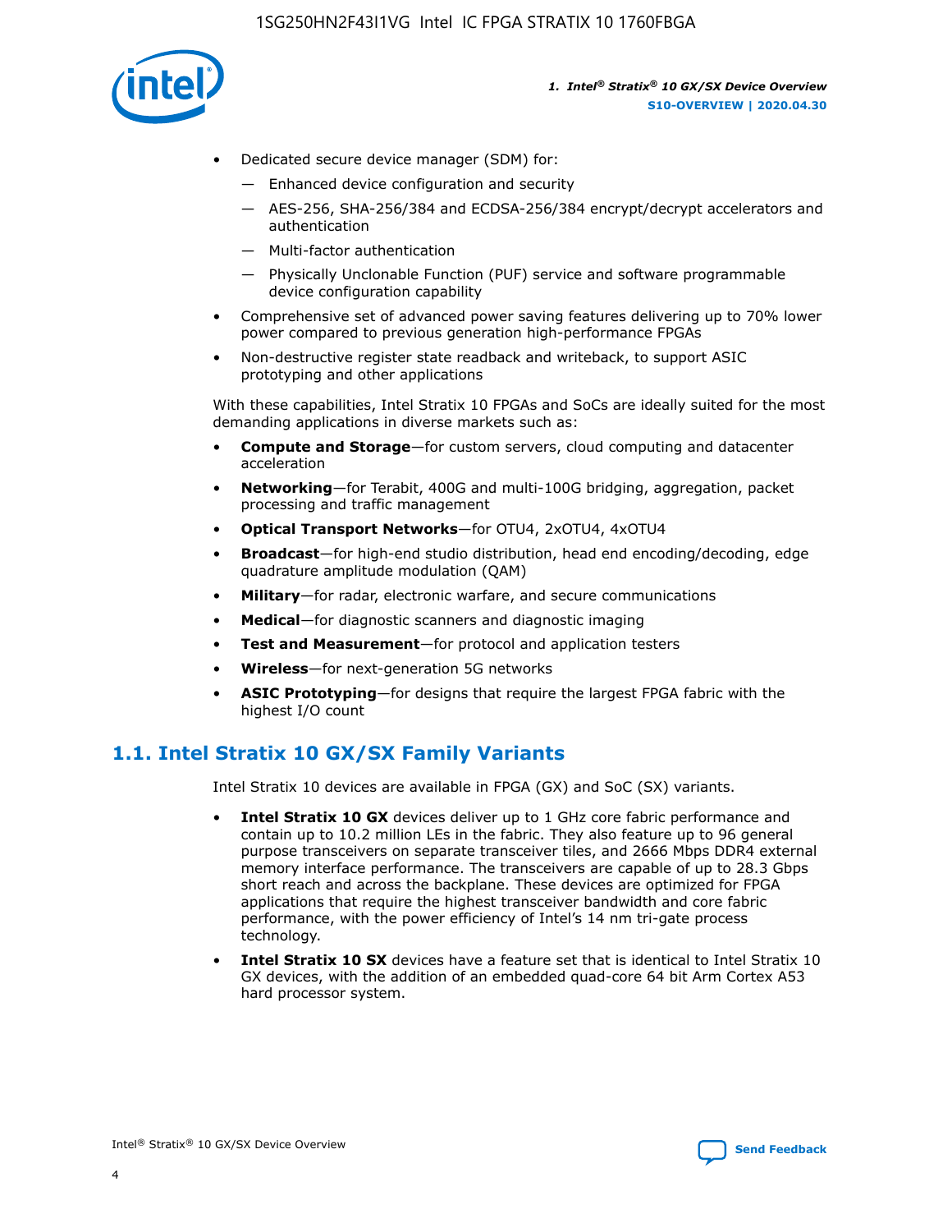- Dedicated secure device manager (SDM) for:
  - — Enhanced device configuration and security
  - — AES-256, SHA-256/384 and ECDSA-256/384 encrypt/decrypt accelerators and authentication
  - — Multi-factor authentication
  - — Physically Unclonable Function (PUF) service and software programmable device configuration capability
- Comprehensive set of advanced power saving features delivering up to 70% lower power compared to previous generation high-performance FPGAs
- Non-destructive register state readback and writeback, to support ASIC prototyping and other applications

With these capabilities, Intel Stratix 10 FPGAs and SoCs are ideally suited for the most demanding applications in diverse markets such as:

- **Compute and Storage**—for custom servers, cloud computing and datacenter acceleration
- **Networking**—for Terabit, 400G and multi-100G bridging, aggregation, packet processing and traffic management
- **Optical Transport Networks**—for OTU4, 2xOTU4, 4xOTU4
- **Broadcast**—for high-end studio distribution, head end encoding/decoding, edge quadrature amplitude modulation (QAM)
- **Military**—for radar, electronic warfare, and secure communications
- **Medical**—for diagnostic scanners and diagnostic imaging
- **Test and Measurement**—for protocol and application testers
- **Wireless**—for next-generation 5G networks
- **ASIC Prototyping**—for designs that require the largest FPGA fabric with the highest I/O count

## 1.1. Intel Stratix 10 GX/SX Family Variants

Intel Stratix 10 devices are available in FPGA (GX) and SoC (SX) variants.

- **Intel Stratix 10 GX** devices deliver up to 1 GHz core fabric performance and contain up to 10.2 million LEs in the fabric. They also feature up to 96 general purpose transceivers on separate transceiver tiles, and 2666 Mbps DDR4 external memory interface performance. The transceivers are capable of up to 28.3 Gbps short reach and across the backplane. These devices are optimized for FPGA applications that require the highest transceiver bandwidth and core fabric performance, with the power efficiency of Intel's 14 nm tri-gate process technology.
- **Intel Stratix 10 SX** devices have a feature set that is identical to Intel Stratix 10 GX devices, with the addition of an embedded quad-core 64 bit Arm Cortex A53 hard processor system.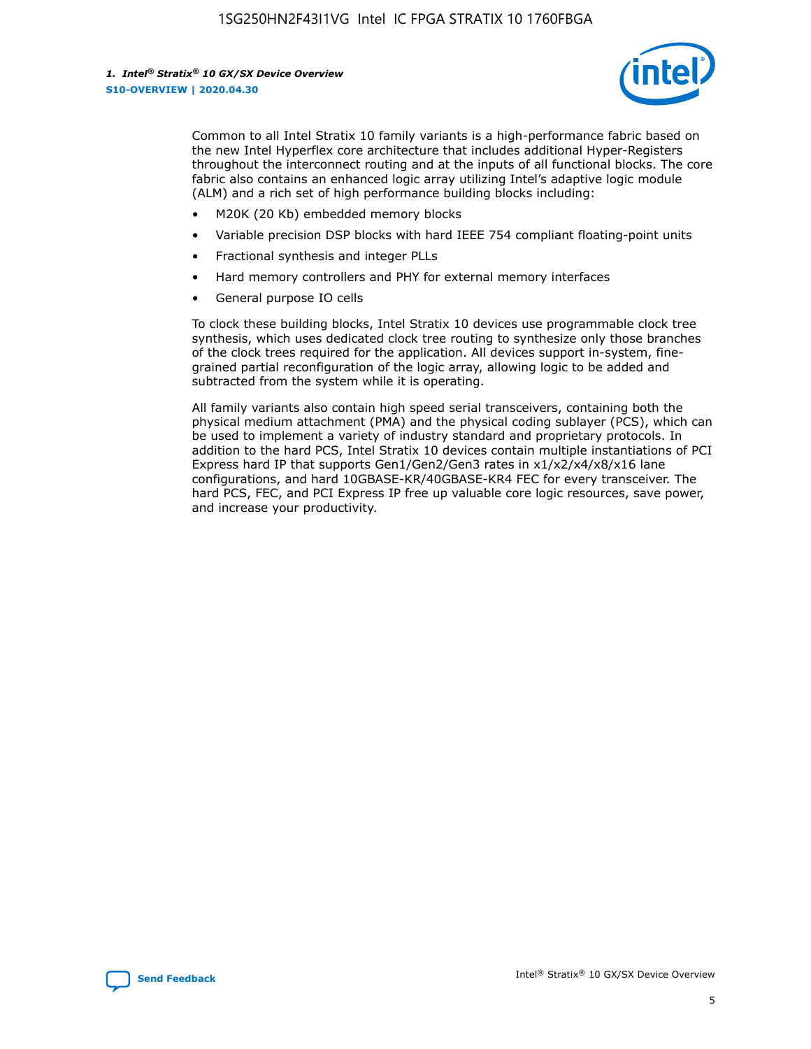Common to all Intel Stratix 10 family variants is a high-performance fabric based on the new Intel Hyperflex core architecture that includes additional Hyper-Registers throughout the interconnect routing and at the inputs of all functional blocks. The core fabric also contains an enhanced logic array utilizing Intel's adaptive logic module (ALM) and a rich set of high performance building blocks including:

- M20K (20 Kb) embedded memory blocks
- Variable precision DSP blocks with hard IEEE 754 compliant floating-point units
- Fractional synthesis and integer PLLs
- Hard memory controllers and PHY for external memory interfaces
- General purpose IO cells

To clock these building blocks, Intel Stratix 10 devices use programmable clock tree synthesis, which uses dedicated clock tree routing to synthesize only those branches of the clock trees required for the application. All devices support in-system, fine-grained partial reconfiguration of the logic array, allowing logic to be added and subtracted from the system while it is operating.

All family variants also contain high speed serial transceivers, containing both the physical medium attachment (PMA) and the physical coding sublayer (PCS), which can be used to implement a variety of industry standard and proprietary protocols. In addition to the hard PCS, Intel Stratix 10 devices contain multiple instantiations of PCI Express hard IP that supports Gen1/Gen2/Gen3 rates in x1/x2/x4/x8/x16 lane configurations, and hard 10GBASE-KR/40GBASE-KR4 FEC for every transceiver. The hard PCS, FEC, and PCI Express IP free up valuable core logic resources, save power, and increase your productivity.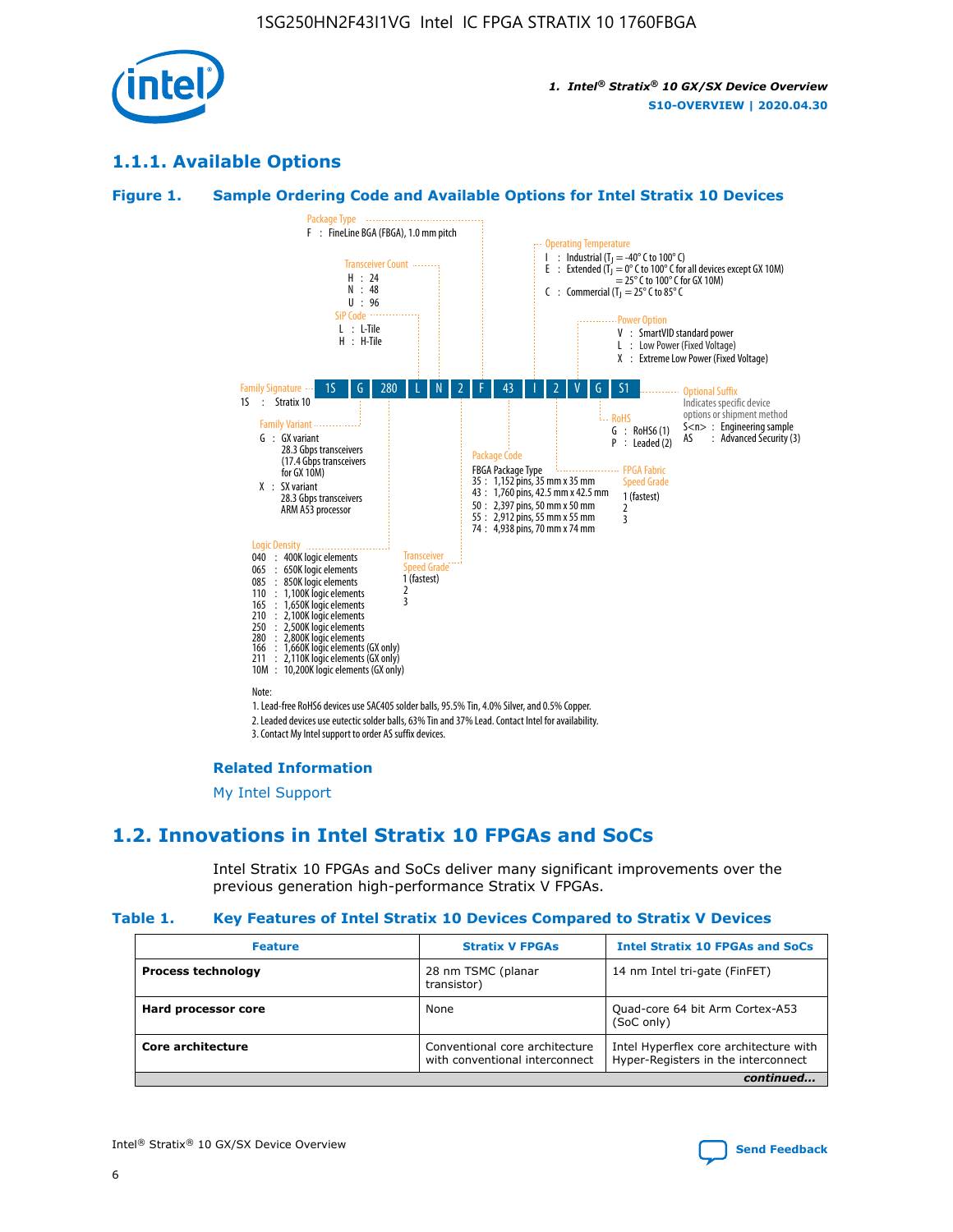## 1.1.1. Available Options

**Figure 1. Sample Ordering Code and Available Options for Intel Stratix 10 Devices**

| 1S | G | 280 | L | N | 2 | F | 43 | I | 2 | V | G | S1 |
|---|---|---|---|---|---|---|---|---|---|---|---|---|

**Family Signature**
1S : Stratix 10

**Family Variant**
G : GX variant
28.3 Gbps transceivers
(17.4 Gbps transceivers for GX 10M)
X : SX variant
28.3 Gbps transceivers
ARM A53 processor

**Logic Density**
040 : 400K logic elements
065 : 650K logic elements
085 : 850K logic elements
110 : 1,100K logic elements
165 : 1,650K logic elements
210 : 2,100K logic elements
250 : 2,500K logic elements
280 : 2,800K logic elements
166 : 1,660K logic elements (GX only)
211 : 2,110K logic elements (GX only)
10M : 10,200K logic elements (GX only)

**SiP Code**
L : L-Tile
H : H-Tile

**Transceiver Count**
H : 24
N : 48
U : 96

**Transceiver Speed Grade**
1 (fastest)
2
3

**Package Type**
F : FineLine BGA (FBGA), 1.0 mm pitch

**Package Code**
FBGA Package Type
35 : 1,152 pins, 35 mm x 35 mm
43 : 1,760 pins, 42.5 mm x 42.5 mm
50 : 2,397 pins, 50 mm x 50 mm
55 : 2,912 pins, 55 mm x 55 mm
74 : 4,938 pins, 70 mm x 74 mm

**Operating Temperature**
I : Industrial ($T_J$ = -40° C to 100° C)
E : Extended ($T_J$ = 0° C to 100° C for all devices except GX 10M) = 25° C to 100° C for GX 10M)
C : Commercial ($T_J$ = 25° C to 85° C

**FPGA Fabric Speed Grade**
1 (fastest)
2
3

**Power Option**
V : SmartVID standard power
L : Low Power (Fixed Voltage)
X : Extreme Low Power (Fixed Voltage)

**RoHS**
G : RoHS6 (1)
P : Leaded (2)

**Optional Suffix**
Indicates specific device options or shipment method
S<n> : Engineering sample
AS : Advanced Security (3)

Note:
1. Lead-free RoHS6 devices use SAC405 solder balls, 95.5% Tin, 4.0% Silver, and 0.5% Copper.
2. Leaded devices use eutectic solder balls, 63% Tin and 37% Lead. Contact Intel for availability.
3. Contact My Intel support to order AS suffix devices.

**Related Information**

My Intel Support

## 1.2. Innovations in Intel Stratix 10 FPGAs and SoCs

Intel Stratix 10 FPGAs and SoCs deliver many significant improvements over the previous generation high-performance Stratix V FPGAs.

**Table 1. Key Features of Intel Stratix 10 Devices Compared to Stratix V Devices**

| Feature | Stratix V FPGAs | Intel Stratix 10 FPGAs and SoCs |
|---|---|---|
| **Process technology** | 28 nm TSMC (planar transistor) | 14 nm Intel tri-gate (FinFET) |
| **Hard processor core** | None | Quad-core 64 bit Arm Cortex-A53 (SoC only) |
| **Core architecture** | Conventional core architecture with conventional interconnect | Intel Hyperflex core architecture with Hyper-Registers in the interconnect |

*continued...*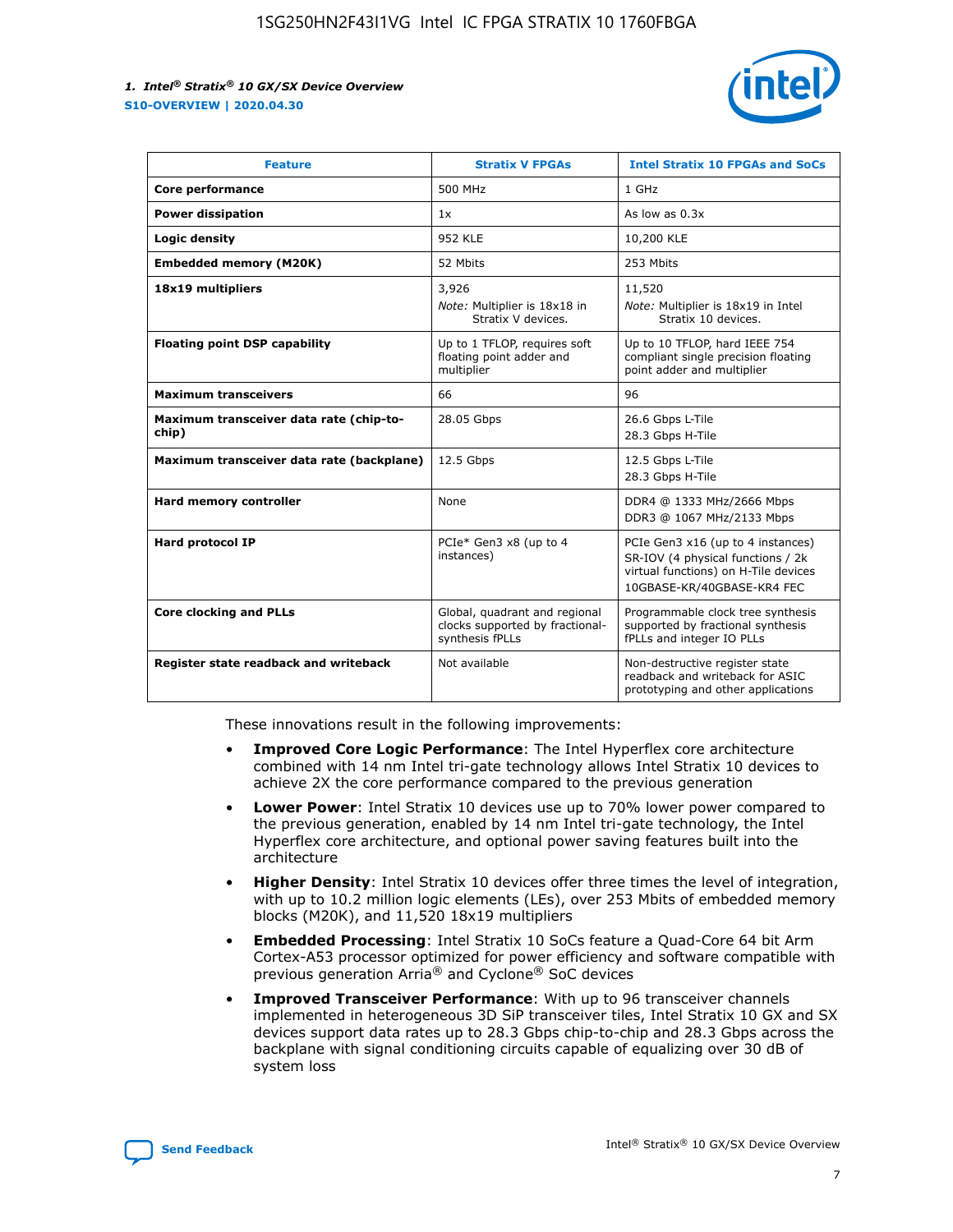| Feature | Stratix V FPGAs | Intel Stratix 10 FPGAs and SoCs |
| --- | --- | --- |
| **Core performance** | 500 MHz | 1 GHz |
| **Power dissipation** | 1x | As low as 0.3x |
| **Logic density** | 952 KLE | 10,200 KLE |
| **Embedded memory (M20K)** | 52 Mbits | 253 Mbits |
| **18x19 multipliers** | 3,926<br>*Note:* Multiplier is 18x18 in Stratix V devices. | 11,520<br>*Note:* Multiplier is 18x19 in Intel Stratix 10 devices. |
| **Floating point DSP capability** | Up to 1 TFLOP, requires soft floating point adder and multiplier | Up to 10 TFLOP, hard IEEE 754 compliant single precision floating point adder and multiplier |
| **Maximum transceivers** | 66 | 96 |
| **Maximum transceiver data rate (chip-to-chip)** | 28.05 Gbps | 26.6 Gbps L-Tile<br>28.3 Gbps H-Tile |
| **Maximum transceiver data rate (backplane)** | 12.5 Gbps | 12.5 Gbps L-Tile<br>28.3 Gbps H-Tile |
| **Hard memory controller** | None | DDR4 @ 1333 MHz/2666 Mbps<br>DDR3 @ 1067 MHz/2133 Mbps |
| **Hard protocol IP** | PCIe* Gen3 x8 (up to 4 instances) | PCIe Gen3 x16 (up to 4 instances)<br>SR-IOV (4 physical functions / 2k virtual functions) on H-Tile devices<br>10GBASE-KR/40GBASE-KR4 FEC |
| **Core clocking and PLLs** | Global, quadrant and regional clocks supported by fractional-synthesis fPLLs | Programmable clock tree synthesis supported by fractional synthesis fPLLs and integer IO PLLs |
| **Register state readback and writeback** | Not available | Non-destructive register state readback and writeback for ASIC prototyping and other applications |

These innovations result in the following improvements:

- **Improved Core Logic Performance**: The Intel Hyperflex core architecture combined with 14 nm Intel tri-gate technology allows Intel Stratix 10 devices to achieve 2X the core performance compared to the previous generation
- **Lower Power**: Intel Stratix 10 devices use up to 70% lower power compared to the previous generation, enabled by 14 nm Intel tri-gate technology, the Intel Hyperflex core architecture, and optional power saving features built into the architecture
- **Higher Density**: Intel Stratix 10 devices offer three times the level of integration, with up to 10.2 million logic elements (LEs), over 253 Mbits of embedded memory blocks (M20K), and 11,520 18x19 multipliers
- **Embedded Processing**: Intel Stratix 10 SoCs feature a Quad-Core 64 bit Arm Cortex-A53 processor optimized for power efficiency and software compatible with previous generation Arria® and Cyclone® SoC devices
- **Improved Transceiver Performance**: With up to 96 transceiver channels implemented in heterogeneous 3D SiP transceiver tiles, Intel Stratix 10 GX and SX devices support data rates up to 28.3 Gbps chip-to-chip and 28.3 Gbps across the backplane with signal conditioning circuits capable of equalizing over 30 dB of system loss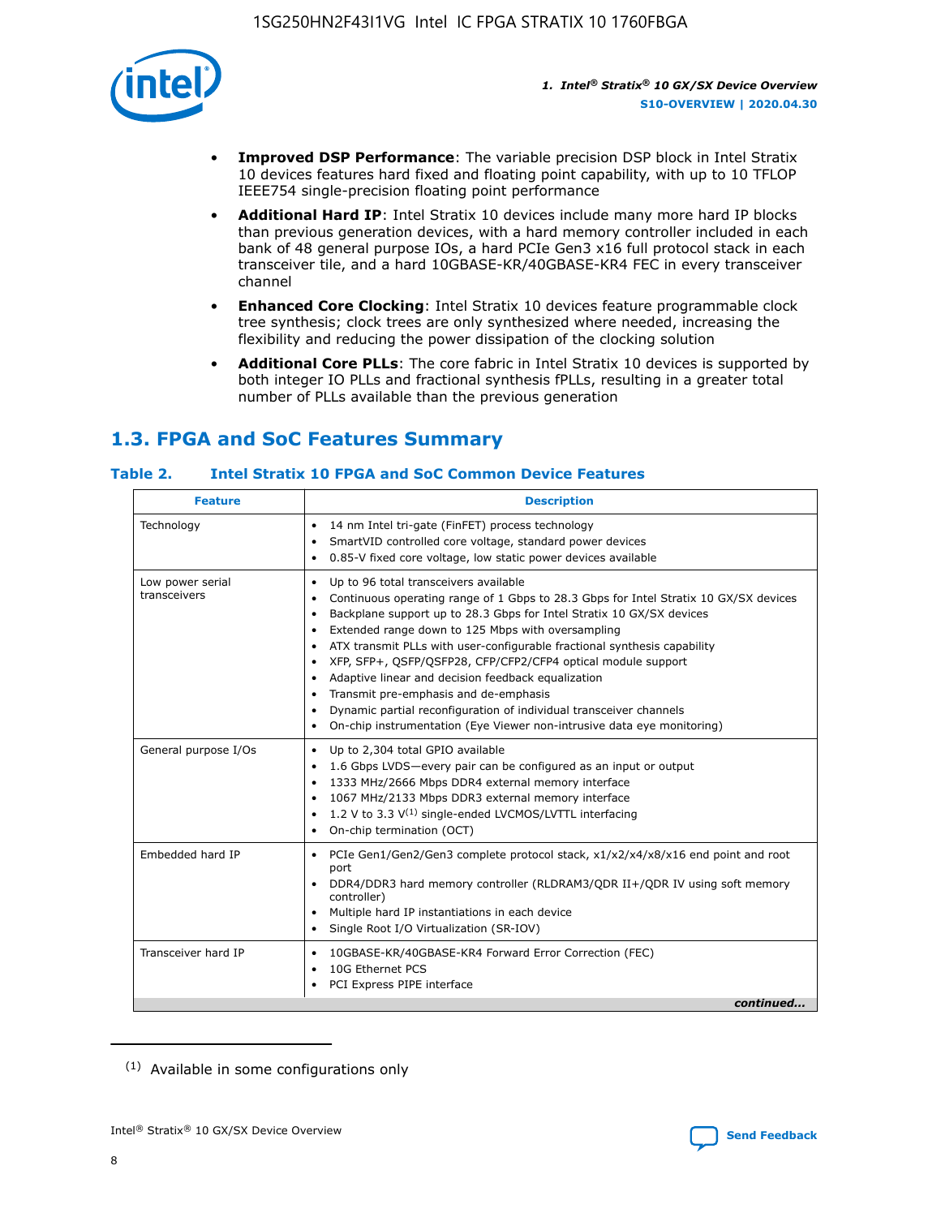- **Improved DSP Performance**: The variable precision DSP block in Intel Stratix 10 devices features hard fixed and floating point capability, with up to 10 TFLOP IEEE754 single-precision floating point performance
- **Additional Hard IP**: Intel Stratix 10 devices include many more hard IP blocks than previous generation devices, with a hard memory controller included in each bank of 48 general purpose IOs, a hard PCIe Gen3 x16 full protocol stack in each transceiver tile, and a hard 10GBASE-KR/40GBASE-KR4 FEC in every transceiver channel
- **Enhanced Core Clocking**: Intel Stratix 10 devices feature programmable clock tree synthesis; clock trees are only synthesized where needed, increasing the flexibility and reducing the power dissipation of the clocking solution
- **Additional Core PLLs**: The core fabric in Intel Stratix 10 devices is supported by both integer IO PLLs and fractional synthesis fPLLs, resulting in a greater total number of PLLs available than the previous generation

## 1.3. FPGA and SoC Features Summary

### Table 2. Intel Stratix 10 FPGA and SoC Common Device Features

| Feature | Description |
|---|---|
| Technology | • 14 nm Intel tri-gate (FinFET) process technology<br>• SmartVID controlled core voltage, standard power devices<br>• 0.85-V fixed core voltage, low static power devices available |
| Low power serial transceivers | • Up to 96 total transceivers available<br>• Continuous operating range of 1 Gbps to 28.3 Gbps for Intel Stratix 10 GX/SX devices<br>• Backplane support up to 28.3 Gbps for Intel Stratix 10 GX/SX devices<br>• Extended range down to 125 Mbps with oversampling<br>• ATX transmit PLLs with user-configurable fractional synthesis capability<br>• XFP, SFP+, QSFP/QSFP28, CFP/CFP2/CFP4 optical module support<br>• Adaptive linear and decision feedback equalization<br>• Transmit pre-emphasis and de-emphasis<br>• Dynamic partial reconfiguration of individual transceiver channels<br>• On-chip instrumentation (Eye Viewer non-intrusive data eye monitoring) |
| General purpose I/Os | • Up to 2,304 total GPIO available<br>• 1.6 Gbps LVDS—every pair can be configured as an input or output<br>• 1333 MHz/2666 Mbps DDR4 external memory interface<br>• 1067 MHz/2133 Mbps DDR3 external memory interface<br>• 1.2 V to 3.3 V[1] single-ended LVCMOS/LVTTL interfacing<br>• On-chip termination (OCT) |
| Embedded hard IP | • PCIe Gen1/Gen2/Gen3 complete protocol stack, x1/x2/x4/x8/x16 end point and root port<br>• DDR4/DDR3 hard memory controller (RLDRAM3/QDR II+/QDR IV using soft memory controller)<br>• Multiple hard IP instantiations in each device<br>• Single Root I/O Virtualization (SR-IOV) |
| Transceiver hard IP | • 10GBASE-KR/40GBASE-KR4 Forward Error Correction (FEC)<br>• 10G Ethernet PCS<br>• PCI Express PIPE interface |

*continued...*

(1) Available in some configurations only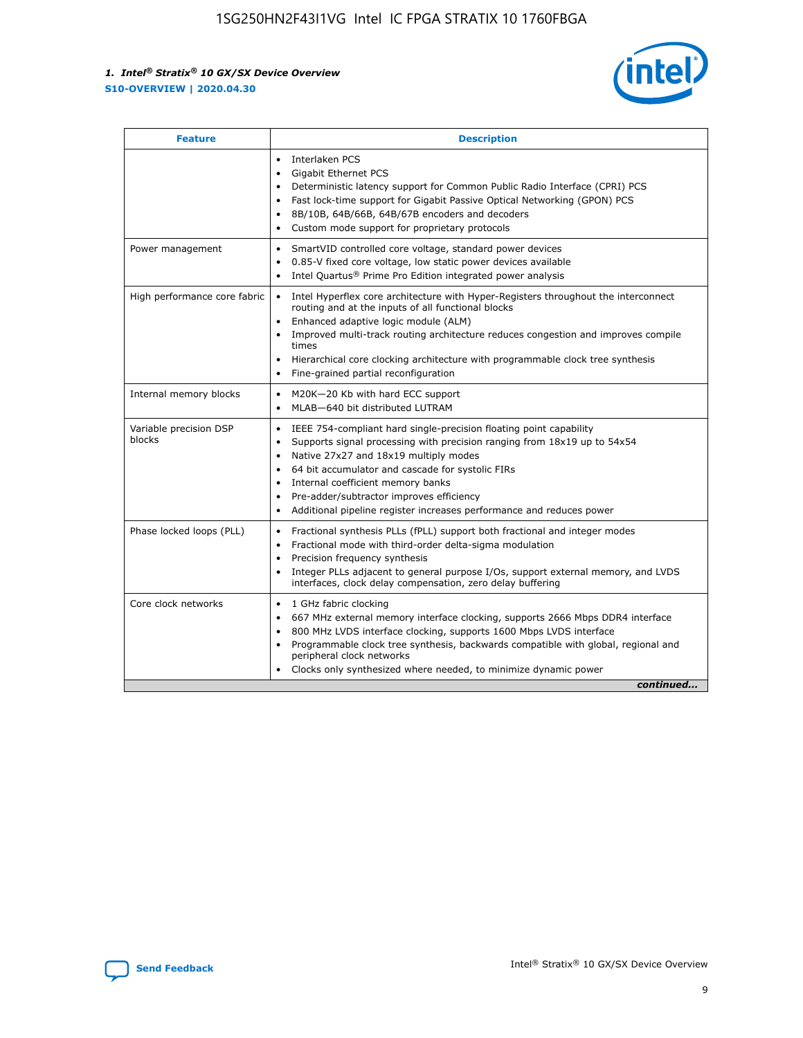| Feature | Description |
| --- | --- |
| | • Interlaken PCS<br>• Gigabit Ethernet PCS<br>• Deterministic latency support for Common Public Radio Interface (CPRI) PCS<br>• Fast lock-time support for Gigabit Passive Optical Networking (GPON) PCS<br>• 8B/10B, 64B/66B, 64B/67B encoders and decoders<br>• Custom mode support for proprietary protocols |
| Power management | • SmartVID controlled core voltage, standard power devices<br>• 0.85-V fixed core voltage, low static power devices available<br>• Intel Quartus® Prime Pro Edition integrated power analysis |
| High performance core fabric | • Intel Hyperflex core architecture with Hyper-Registers throughout the interconnect routing and at the inputs of all functional blocks<br>• Enhanced adaptive logic module (ALM)<br>• Improved multi-track routing architecture reduces congestion and improves compile times<br>• Hierarchical core clocking architecture with programmable clock tree synthesis<br>• Fine-grained partial reconfiguration |
| Internal memory blocks | • M20K—20 Kb with hard ECC support<br>• MLAB—640 bit distributed LUTRAM |
| Variable precision DSP blocks | • IEEE 754-compliant hard single-precision floating point capability<br>• Supports signal processing with precision ranging from 18x19 up to 54x54<br>• Native 27x27 and 18x19 multiply modes<br>• 64 bit accumulator and cascade for systolic FIRs<br>• Internal coefficient memory banks<br>• Pre-adder/subtractor improves efficiency<br>• Additional pipeline register increases performance and reduces power |
| Phase locked loops (PLL) | • Fractional synthesis PLLs (fPLL) support both fractional and integer modes<br>• Fractional mode with third-order delta-sigma modulation<br>• Precision frequency synthesis<br>• Integer PLLs adjacent to general purpose I/Os, support external memory, and LVDS interfaces, clock delay compensation, zero delay buffering |
| Core clock networks | • 1 GHz fabric clocking<br>• 667 MHz external memory interface clocking, supports 2666 Mbps DDR4 interface<br>• 800 MHz LVDS interface clocking, supports 1600 Mbps LVDS interface<br>• Programmable clock tree synthesis, backwards compatible with global, regional and peripheral clock networks<br>• Clocks only synthesized where needed, to minimize dynamic power |

*continued...*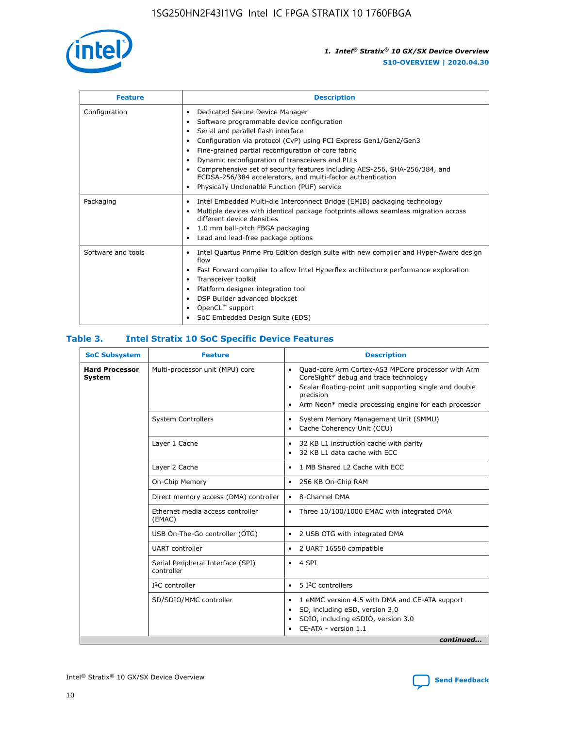| Feature | Description |
| --- | --- |
| Configuration | • Dedicated Secure Device Manager<br>• Software programmable device configuration<br>• Serial and parallel flash interface<br>• Configuration via protocol (CvP) using PCI Express Gen1/Gen2/Gen3<br>• Fine-grained partial reconfiguration of core fabric<br>• Dynamic reconfiguration of transceivers and PLLs<br>• Comprehensive set of security features including AES-256, SHA-256/384, and ECDSA-256/384 accelerators, and multi-factor authentication<br>• Physically Unclonable Function (PUF) service |
| Packaging | • Intel Embedded Multi-die Interconnect Bridge (EMIB) packaging technology<br>• Multiple devices with identical package footprints allows seamless migration across different device densities<br>• 1.0 mm ball-pitch FBGA packaging<br>• Lead and lead-free package options |
| Software and tools | • Intel Quartus Prime Pro Edition design suite with new compiler and Hyper-Aware design flow<br>• Fast Forward compiler to allow Intel Hyperflex architecture performance exploration<br>• Transceiver toolkit<br>• Platform designer integration tool<br>• DSP Builder advanced blockset<br>• OpenCL™ support<br>• SoC Embedded Design Suite (EDS) |

## Table 3. Intel Stratix 10 SoC Specific Device Features

| SoC Subsystem | Feature | Description |
| --- | --- | --- |
| **Hard Processor System** | Multi-processor unit (MPU) core | • Quad-core Arm Cortex-A53 MPCore processor with Arm CoreSight* debug and trace technology<br>• Scalar floating-point unit supporting single and double precision<br>• Arm Neon* media processing engine for each processor |
| | System Controllers | • System Memory Management Unit (SMMU)<br>• Cache Coherency Unit (CCU) |
| | Layer 1 Cache | • 32 KB L1 instruction cache with parity<br>• 32 KB L1 data cache with ECC |
| | Layer 2 Cache | • 1 MB Shared L2 Cache with ECC |
| | On-Chip Memory | • 256 KB On-Chip RAM |
| | Direct memory access (DMA) controller | • 8-Channel DMA |
| | Ethernet media access controller (EMAC) | • Three 10/100/1000 EMAC with integrated DMA |
| | USB On-The-Go controller (OTG) | • 2 USB OTG with integrated DMA |
| | UART controller | • 2 UART 16550 compatible |
| | Serial Peripheral Interface (SPI) controller | • 4 SPI |
| | I²C controller | • 5 I²C controllers |
| | SD/SDIO/MMC controller | • 1 eMMC version 4.5 with DMA and CE-ATA support<br>• SD, including eSD, version 3.0<br>• SDIO, including eSDIO, version 3.0<br>• CE-ATA - version 1.1 |

*continued...*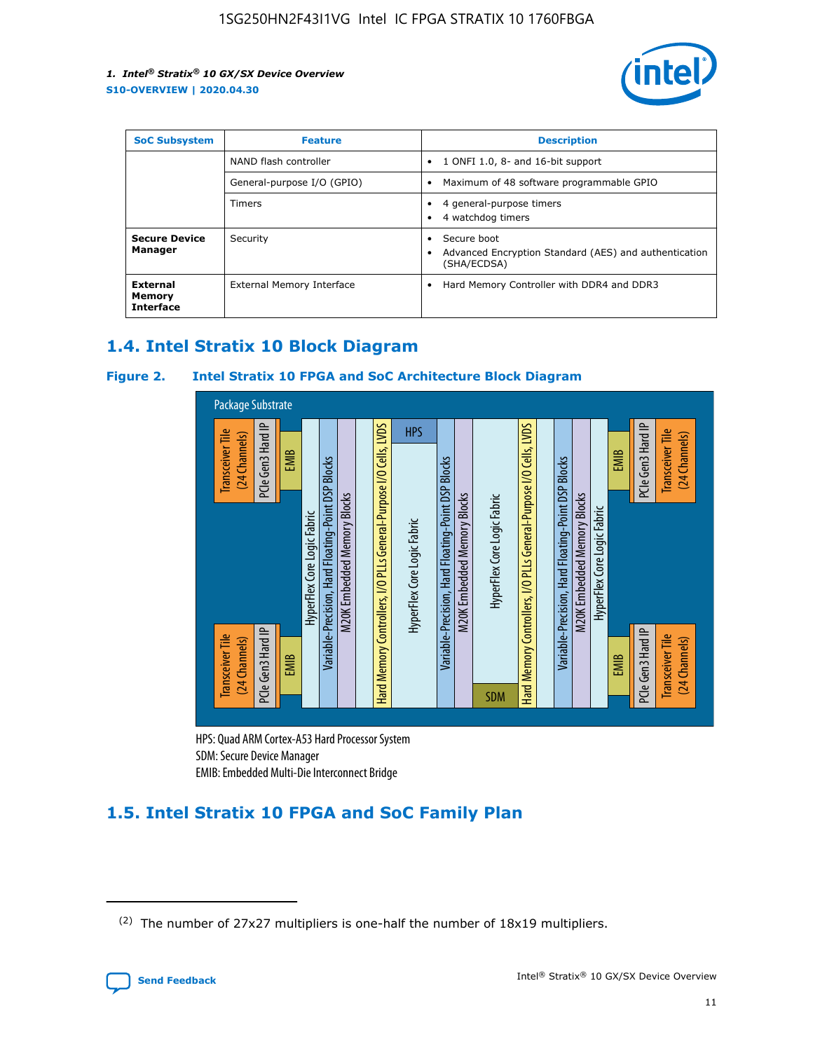| SoC Subsystem | Feature | Description |
| --- | --- | --- |
| | NAND flash controller | • 1 ONFI 1.0, 8- and 16-bit support |
| | General-purpose I/O (GPIO) | • Maximum of 48 software programmable GPIO |
| | Timers | • 4 general-purpose timers<br>• 4 watchdog timers |
| **Secure Device Manager** | Security | • Secure boot<br>• Advanced Encryption Standard (AES) and authentication (SHA/ECDSA) |
| **External Memory Interface** | External Memory Interface | • Hard Memory Controller with DDR4 and DDR3 |

## 1.4. Intel Stratix 10 Block Diagram

**Figure 2. Intel Stratix 10 FPGA and SoC Architecture Block Diagram**

Package Substrate

Transceiver Tile (24 Channels) | PCIe Gen3 Hard IP | EMIB | HyperFlex Core Logic Fabric | Variable-Precision, Hard Floating-Point DSP Blocks | M20K Embedded Memory Blocks | Hard Memory Controllers, I/O PLLs General-Purpose I/O Cells, LVDS | HPS | HyperFlex Core Logic Fabric | Variable-Precision, Hard Floating-Point DSP Blocks | M20K Embedded Memory Blocks | HyperFlex Core Logic Fabric | SDM | Hard Memory Controllers, I/O PLLs General-Purpose I/O Cells, LVDS | Variable-Precision, Hard Floating-Point DSP Blocks | M20K Embedded Memory Blocks | HyperFlex Core Logic Fabric | EMIB | PCIe Gen3 Hard IP | Transceiver Tile (24 Channels)

HPS: Quad ARM Cortex-A53 Hard Processor System
SDM: Secure Device Manager
EMIB: Embedded Multi-Die Interconnect Bridge

## 1.5. Intel Stratix 10 FPGA and SoC Family Plan

(2) The number of 27x27 multipliers is one-half the number of 18x19 multipliers.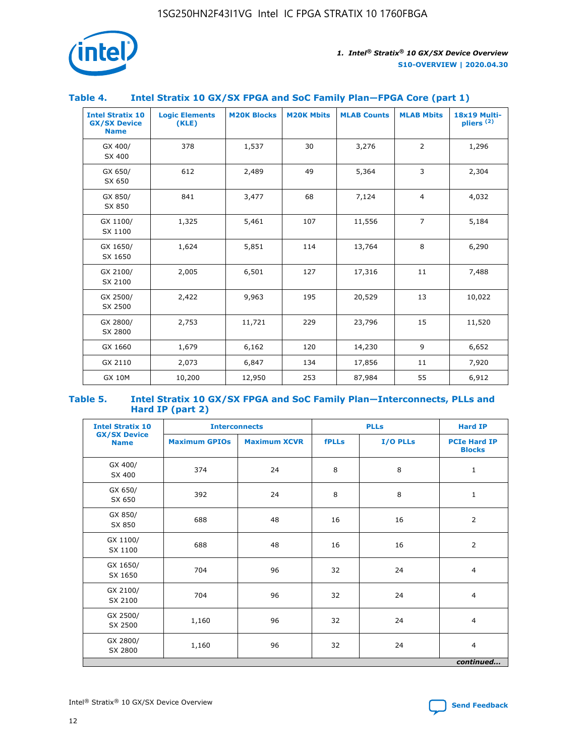## Table 4. Intel Stratix 10 GX/SX FPGA and SoC Family Plan—FPGA Core (part 1)

| Intel Stratix 10 GX/SX Device Name | Logic Elements (KLE) | M20K Blocks | M20K Mbits | MLAB Counts | MLAB Mbits | 18x19 Multipliers (2) |
|---|---|---|---|---|---|---|
| GX 400/ SX 400 | 378 | 1,537 | 30 | 3,276 | 2 | 1,296 |
| GX 650/ SX 650 | 612 | 2,489 | 49 | 5,364 | 3 | 2,304 |
| GX 850/ SX 850 | 841 | 3,477 | 68 | 7,124 | 4 | 4,032 |
| GX 1100/ SX 1100 | 1,325 | 5,461 | 107 | 11,556 | 7 | 5,184 |
| GX 1650/ SX 1650 | 1,624 | 5,851 | 114 | 13,764 | 8 | 6,290 |
| GX 2100/ SX 2100 | 2,005 | 6,501 | 127 | 17,316 | 11 | 7,488 |
| GX 2500/ SX 2500 | 2,422 | 9,963 | 195 | 20,529 | 13 | 10,022 |
| GX 2800/ SX 2800 | 2,753 | 11,721 | 229 | 23,796 | 15 | 11,520 |
| GX 1660 | 1,679 | 6,162 | 120 | 14,230 | 9 | 6,652 |
| GX 2110 | 2,073 | 6,847 | 134 | 17,856 | 11 | 7,920 |
| GX 10M | 10,200 | 12,950 | 253 | 87,984 | 55 | 6,912 |

## Table 5. Intel Stratix 10 GX/SX FPGA and SoC Family Plan—Interconnects, PLLs and Hard IP (part 2)

| Intel Stratix 10 GX/SX Device Name | Interconnects | | PLLs | | Hard IP |
|---|---|---|---|---|---|
| | Maximum GPIOs | Maximum XCVR | fPLLs | I/O PLLs | PCIe Hard IP Blocks |
| GX 400/ SX 400 | 374 | 24 | 8 | 8 | 1 |
| GX 650/ SX 650 | 392 | 24 | 8 | 8 | 1 |
| GX 850/ SX 850 | 688 | 48 | 16 | 16 | 2 |
| GX 1100/ SX 1100 | 688 | 48 | 16 | 16 | 2 |
| GX 1650/ SX 1650 | 704 | 96 | 32 | 24 | 4 |
| GX 2100/ SX 2100 | 704 | 96 | 32 | 24 | 4 |
| GX 2500/ SX 2500 | 1,160 | 96 | 32 | 24 | 4 |
| GX 2800/ SX 2800 | 1,160 | 96 | 32 | 24 | 4 |

*continued...*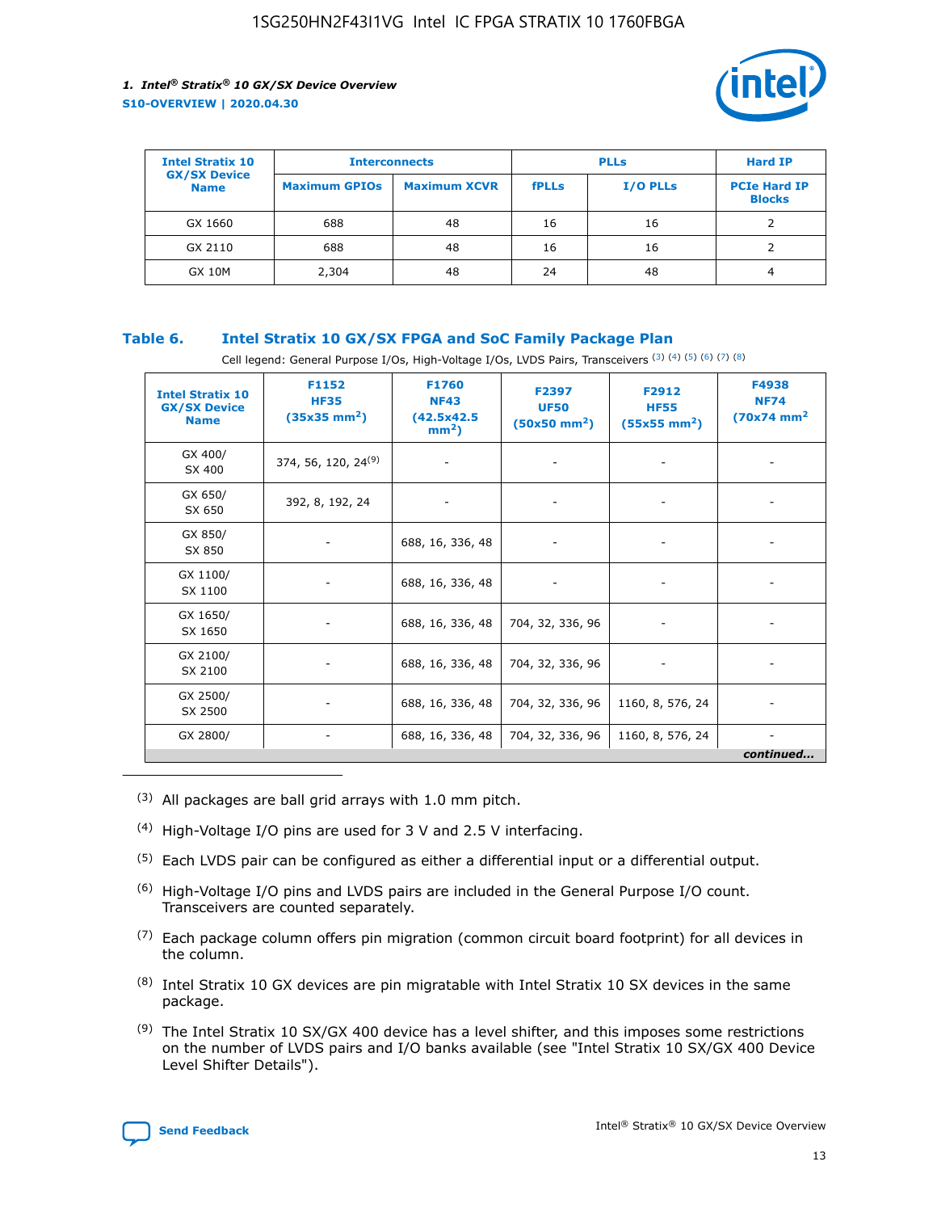| Intel Stratix 10 GX/SX Device Name | Interconnects | | PLLs | | Hard IP |
|---|---|---|---|---|---|
| | Maximum GPIOs | Maximum XCVR | fPLLs | I/O PLLs | PCIe Hard IP Blocks |
| GX 1660 | 688 | 48 | 16 | 16 | 2 |
| GX 2110 | 688 | 48 | 16 | 16 | 2 |
| GX 10M | 2,304 | 48 | 24 | 48 | 4 |

### Table 6. Intel Stratix 10 GX/SX FPGA and SoC Family Package Plan

Cell legend: General Purpose I/Os, High-Voltage I/Os, LVDS Pairs, Transceivers [(3)] [(4)] [(5)] [(6)] [(7)] [(8)]

| Intel Stratix 10 GX/SX Device Name | F1152 HF35 (35x35 mm$^2$) | F1760 NF43 (42.5x42.5 mm$^2$) | F2397 UF50 (50x50 mm$^2$) | F2912 HF55 (55x55 mm$^2$) | F4938 NF74 (70x74 mm$^2$) |
|---|---|---|---|---|---|
| GX 400/ SX 400 | 374, 56, 120, 24[(9)] | - | - | - | - |
| GX 650/ SX 650 | 392, 8, 192, 24 | - | - | - | - |
| GX 850/ SX 850 | - | 688, 16, 336, 48 | - | - | - |
| GX 1100/ SX 1100 | - | 688, 16, 336, 48 | - | - | - |
| GX 1650/ SX 1650 | - | 688, 16, 336, 48 | 704, 32, 336, 96 | - | - |
| GX 2100/ SX 2100 | - | 688, 16, 336, 48 | 704, 32, 336, 96 | - | - |
| GX 2500/ SX 2500 | - | 688, 16, 336, 48 | 704, 32, 336, 96 | 1160, 8, 576, 24 | - |
| GX 2800/ | - | 688, 16, 336, 48 | 704, 32, 336, 96 | 1160, 8, 576, 24 | - |

*continued...*

(3) All packages are ball grid arrays with 1.0 mm pitch.

(4) High-Voltage I/O pins are used for 3 V and 2.5 V interfacing.

(5) Each LVDS pair can be configured as either a differential input or a differential output.

(6) High-Voltage I/O pins and LVDS pairs are included in the General Purpose I/O count. Transceivers are counted separately.

(7) Each package column offers pin migration (common circuit board footprint) for all devices in the column.

(8) Intel Stratix 10 GX devices are pin migratable with Intel Stratix 10 SX devices in the same package.

(9) The Intel Stratix 10 SX/GX 400 device has a level shifter, and this imposes some restrictions on the number of LVDS pairs and I/O banks available (see "Intel Stratix 10 SX/GX 400 Device Level Shifter Details").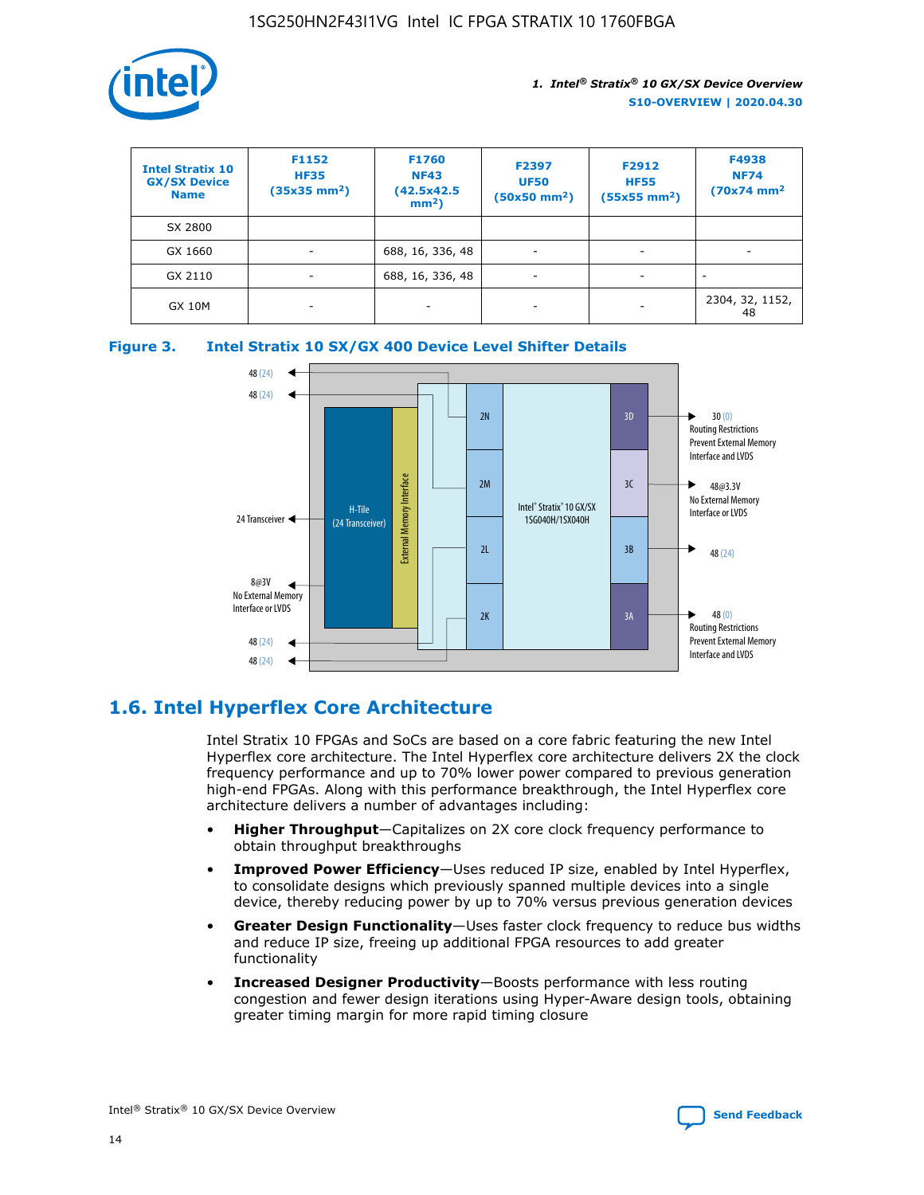| Intel Stratix 10 GX/SX Device Name | F1152 HF35 (35x35 mm[2]) | F1760 NF43 (42.5x42.5 mm[2]) | F2397 UF50 (50x50 mm[2]) | F2912 HF55 (55x55 mm[2]) | F4938 NF74 (70x74 mm[2] |
|---|---|---|---|---|---|
| SX 2800 | | | | | |
| GX 1660 | - | 688, 16, 336, 48 | - | - | - |
| GX 2110 | - | 688, 16, 336, 48 | - | - | - |
| GX 10M | - | - | - | - | 2304, 32, 1152, 48 |

**Figure 3. Intel Stratix 10 SX/GX 400 Device Level Shifter Details**

## 1.6. Intel Hyperflex Core Architecture

Intel Stratix 10 FPGAs and SoCs are based on a core fabric featuring the new Intel Hyperflex core architecture. The Intel Hyperflex core architecture delivers 2X the clock frequency performance and up to 70% lower power compared to previous generation high-end FPGAs. Along with this performance breakthrough, the Intel Hyperflex core architecture delivers a number of advantages including:

- **Higher Throughput**—Capitalizes on 2X core clock frequency performance to obtain throughput breakthroughs
- **Improved Power Efficiency**—Uses reduced IP size, enabled by Intel Hyperflex, to consolidate designs which previously spanned multiple devices into a single device, thereby reducing power by up to 70% versus previous generation devices
- **Greater Design Functionality**—Uses faster clock frequency to reduce bus widths and reduce IP size, freeing up additional FPGA resources to add greater functionality
- **Increased Designer Productivity**—Boosts performance with less routing congestion and fewer design iterations using Hyper-Aware design tools, obtaining greater timing margin for more rapid timing closure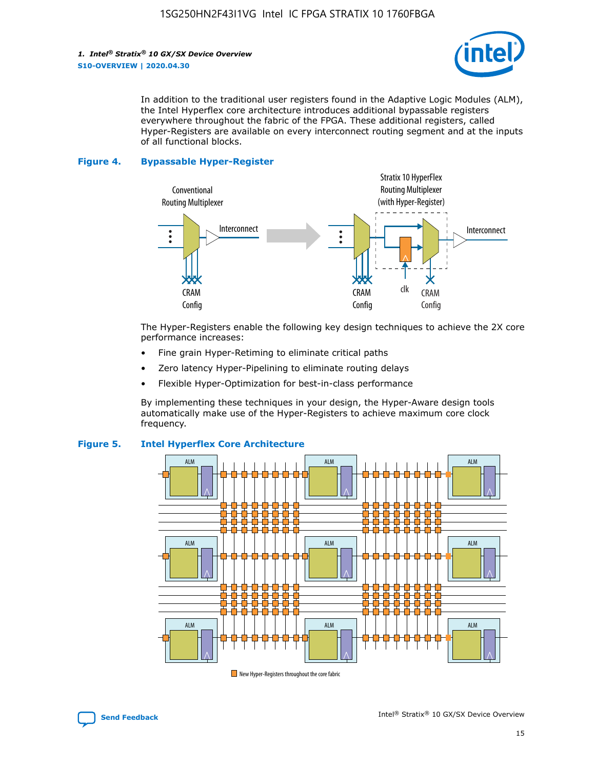In addition to the traditional user registers found in the Adaptive Logic Modules (ALM), the Intel Hyperflex core architecture introduces additional bypassable registers everywhere throughout the fabric of the FPGA. These additional registers, called Hyper-Registers are available on every interconnect routing segment and at the inputs of all functional blocks.

**Figure 4. Bypassable Hyper-Register**

The Hyper-Registers enable the following key design techniques to achieve the 2X core performance increases:

- Fine grain Hyper-Retiming to eliminate critical paths
- Zero latency Hyper-Pipelining to eliminate routing delays
- Flexible Hyper-Optimization for best-in-class performance

By implementing these techniques in your design, the Hyper-Aware design tools automatically make use of the Hyper-Registers to achieve maximum core clock frequency.

**Figure 5. Intel Hyperflex Core Architecture**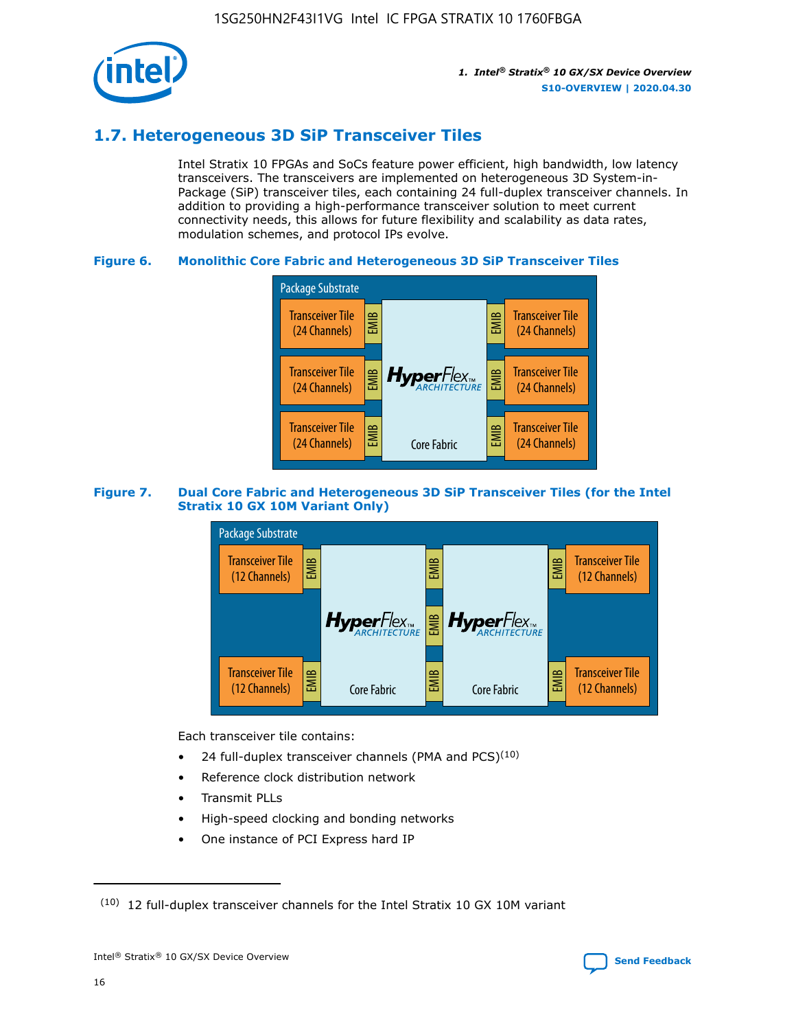## 1.7. Heterogeneous 3D SiP Transceiver Tiles

Intel Stratix 10 FPGAs and SoCs feature power efficient, high bandwidth, low latency transceivers. The transceivers are implemented on heterogeneous 3D System-in-Package (SiP) transceiver tiles, each containing 24 full-duplex transceiver channels. In addition to providing a high-performance transceiver solution to meet current connectivity needs, this allows for future flexibility and scalability as data rates, modulation schemes, and protocol IPs evolve.

**Figure 6. Monolithic Core Fabric and Heterogeneous 3D SiP Transceiver Tiles**

Package Substrate

Transceiver Tile (24 Channels) | EMIB | HyperFlex ARCHITECTURE Core Fabric | EMIB | Transceiver Tile (24 Channels)

Transceiver Tile (24 Channels) | EMIB | | EMIB | Transceiver Tile (24 Channels)

Transceiver Tile (24 Channels) | EMIB | | EMIB | Transceiver Tile (24 Channels)

**Figure 7. Dual Core Fabric and Heterogeneous 3D SiP Transceiver Tiles (for the Intel Stratix 10 GX 10M Variant Only)**

Package Substrate

Transceiver Tile (12 Channels) | EMIB | HyperFlex ARCHITECTURE Core Fabric | EMIB | HyperFlex ARCHITECTURE Core Fabric | EMIB | Transceiver Tile (12 Channels)

Transceiver Tile (12 Channels) | EMIB | | EMIB | | EMIB | Transceiver Tile (12 Channels)

Each transceiver tile contains:

- 24 full-duplex transceiver channels (PMA and PCS)[10]
- Reference clock distribution network
- Transmit PLLs
- High-speed clocking and bonding networks
- One instance of PCI Express hard IP

---

(10) 12 full-duplex transceiver channels for the Intel Stratix 10 GX 10M variant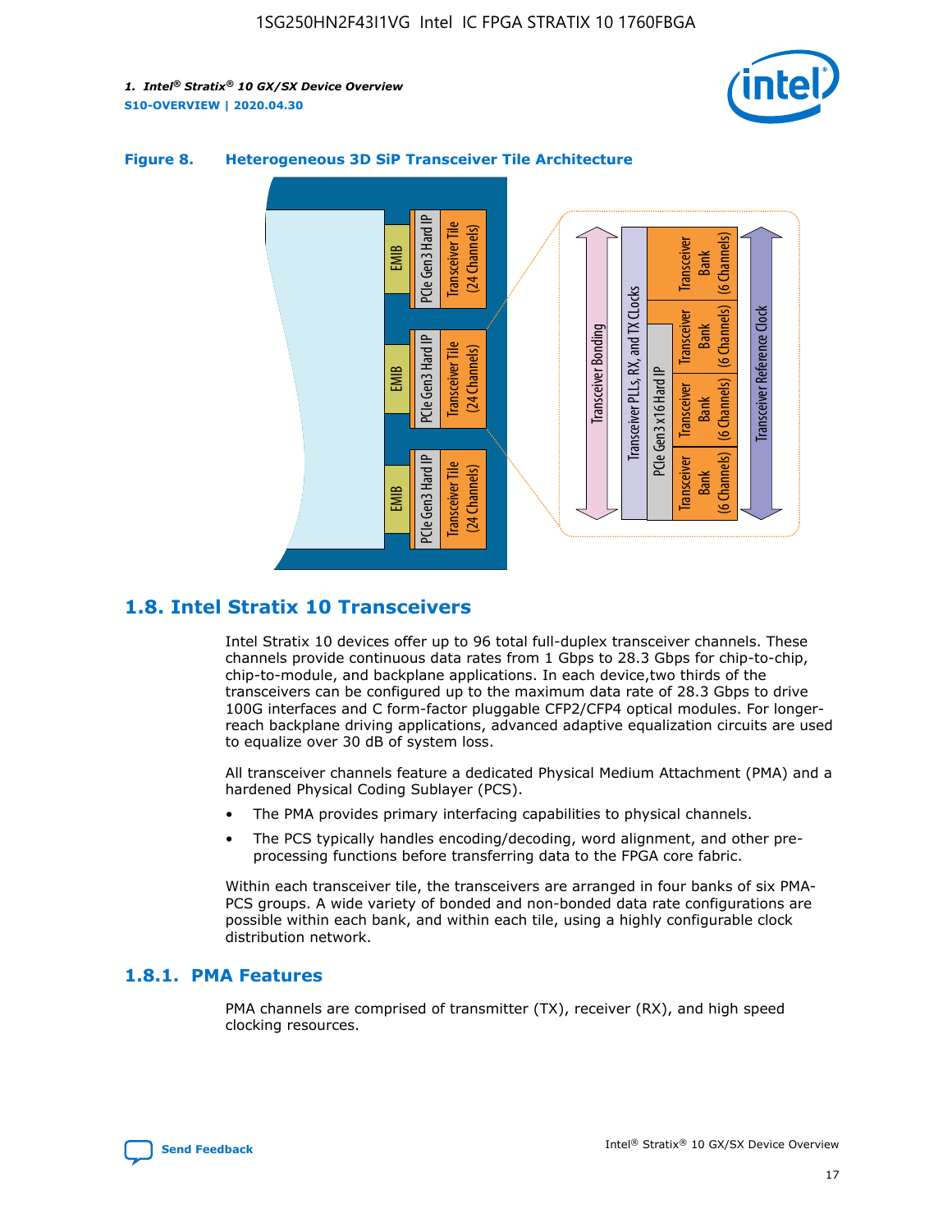**Figure 8. Heterogeneous 3D SiP Transceiver Tile Architecture**

## 1.8. Intel Stratix 10 Transceivers

Intel Stratix 10 devices offer up to 96 total full-duplex transceiver channels. These channels provide continuous data rates from 1 Gbps to 28.3 Gbps for chip-to-chip, chip-to-module, and backplane applications. In each device,two thirds of the transceivers can be configured up to the maximum data rate of 28.3 Gbps to drive 100G interfaces and C form-factor pluggable CFP2/CFP4 optical modules. For longer-reach backplane driving applications, advanced adaptive equalization circuits are used to equalize over 30 dB of system loss.

All transceiver channels feature a dedicated Physical Medium Attachment (PMA) and a hardened Physical Coding Sublayer (PCS).

- The PMA provides primary interfacing capabilities to physical channels.
- The PCS typically handles encoding/decoding, word alignment, and other pre-processing functions before transferring data to the FPGA core fabric.

Within each transceiver tile, the transceivers are arranged in four banks of six PMA-PCS groups. A wide variety of bonded and non-bonded data rate configurations are possible within each bank, and within each tile, using a highly configurable clock distribution network.

### 1.8.1. PMA Features

PMA channels are comprised of transmitter (TX), receiver (RX), and high speed clocking resources.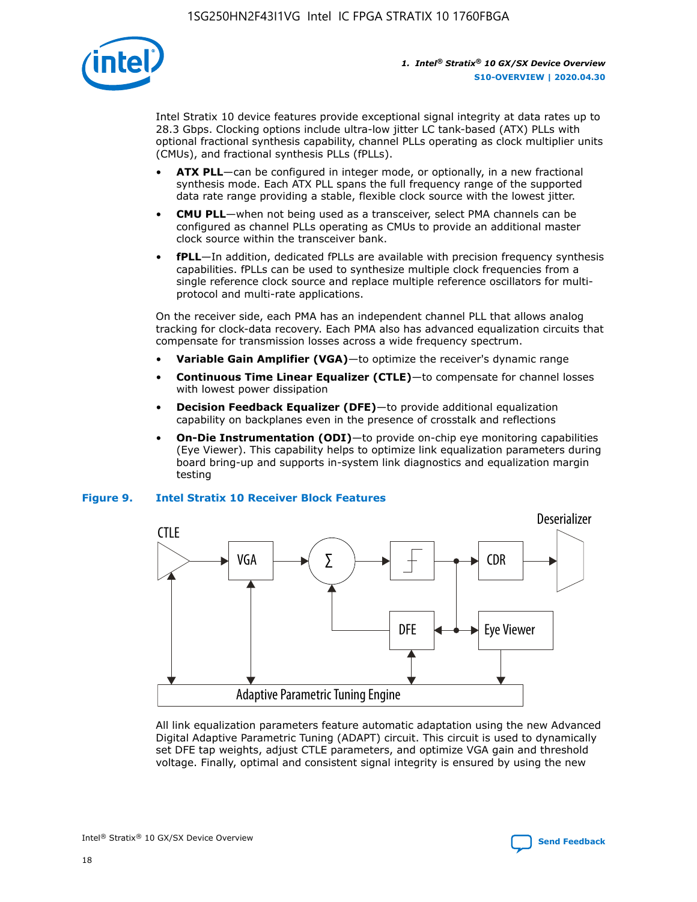Intel Stratix 10 device features provide exceptional signal integrity at data rates up to 28.3 Gbps. Clocking options include ultra-low jitter LC tank-based (ATX) PLLs with optional fractional synthesis capability, channel PLLs operating as clock multiplier units (CMUs), and fractional synthesis PLLs (fPLLs).

- **ATX PLL**—can be configured in integer mode, or optionally, in a new fractional synthesis mode. Each ATX PLL spans the full frequency range of the supported data rate range providing a stable, flexible clock source with the lowest jitter.
- **CMU PLL**—when not being used as a transceiver, select PMA channels can be configured as channel PLLs operating as CMUs to provide an additional master clock source within the transceiver bank.
- **fPLL**—In addition, dedicated fPLLs are available with precision frequency synthesis capabilities. fPLLs can be used to synthesize multiple clock frequencies from a single reference clock source and replace multiple reference oscillators for multi-protocol and multi-rate applications.

On the receiver side, each PMA has an independent channel PLL that allows analog tracking for clock-data recovery. Each PMA also has advanced equalization circuits that compensate for transmission losses across a wide frequency spectrum.

- **Variable Gain Amplifier (VGA)**—to optimize the receiver's dynamic range
- **Continuous Time Linear Equalizer (CTLE)**—to compensate for channel losses with lowest power dissipation
- **Decision Feedback Equalizer (DFE)**—to provide additional equalization capability on backplanes even in the presence of crosstalk and reflections
- **On-Die Instrumentation (ODI)**—to provide on-chip eye monitoring capabilities (Eye Viewer). This capability helps to optimize link equalization parameters during board bring-up and supports in-system link diagnostics and equalization margin testing

**Figure 9. Intel Stratix 10 Receiver Block Features**

All link equalization parameters feature automatic adaptation using the new Advanced Digital Adaptive Parametric Tuning (ADAPT) circuit. This circuit is used to dynamically set DFE tap weights, adjust CTLE parameters, and optimize VGA gain and threshold voltage. Finally, optimal and consistent signal integrity is ensured by using the new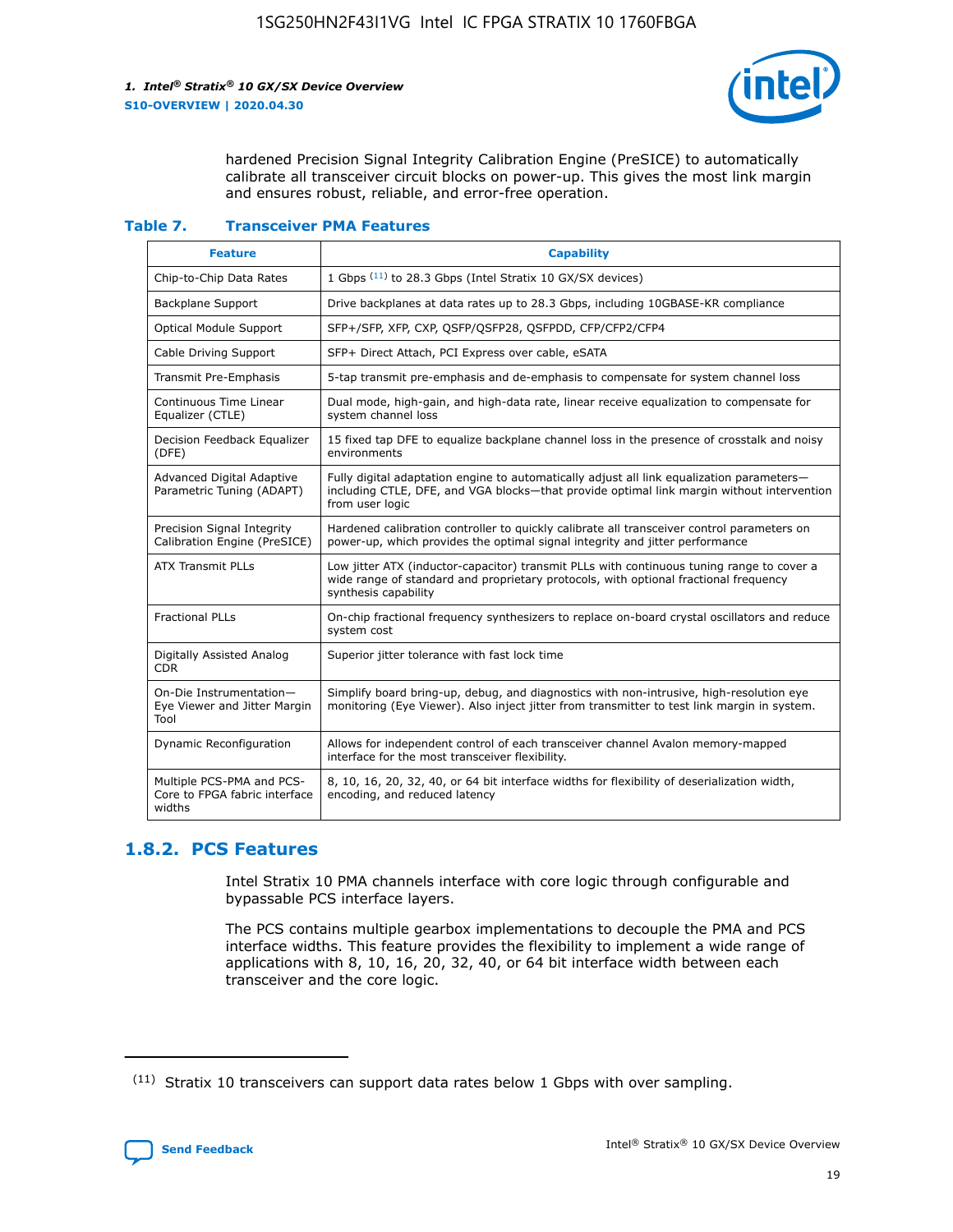hardened Precision Signal Integrity Calibration Engine (PreSICE) to automatically calibrate all transceiver circuit blocks on power-up. This gives the most link margin and ensures robust, reliable, and error-free operation.

**Table 7. Transceiver PMA Features**

| Feature | Capability |
| --- | --- |
| Chip-to-Chip Data Rates | 1 Gbps [11] to 28.3 Gbps (Intel Stratix 10 GX/SX devices) |
| Backplane Support | Drive backplanes at data rates up to 28.3 Gbps, including 10GBASE-KR compliance |
| Optical Module Support | SFP+/SFP, XFP, CXP, QSFP/QSFP28, QSFPDD, CFP/CFP2/CFP4 |
| Cable Driving Support | SFP+ Direct Attach, PCI Express over cable, eSATA |
| Transmit Pre-Emphasis | 5-tap transmit pre-emphasis and de-emphasis to compensate for system channel loss |
| Continuous Time Linear Equalizer (CTLE) | Dual mode, high-gain, and high-data rate, linear receive equalization to compensate for system channel loss |
| Decision Feedback Equalizer (DFE) | 15 fixed tap DFE to equalize backplane channel loss in the presence of crosstalk and noisy environments |
| Advanced Digital Adaptive Parametric Tuning (ADAPT) | Fully digital adaptation engine to automatically adjust all link equalization parameters—including CTLE, DFE, and VGA blocks—that provide optimal link margin without intervention from user logic |
| Precision Signal Integrity Calibration Engine (PreSICE) | Hardened calibration controller to quickly calibrate all transceiver control parameters on power-up, which provides the optimal signal integrity and jitter performance |
| ATX Transmit PLLs | Low jitter ATX (inductor-capacitor) transmit PLLs with continuous tuning range to cover a wide range of standard and proprietary protocols, with optional fractional frequency synthesis capability |
| Fractional PLLs | On-chip fractional frequency synthesizers to replace on-board crystal oscillators and reduce system cost |
| Digitally Assisted Analog CDR | Superior jitter tolerance with fast lock time |
| On-Die Instrumentation—Eye Viewer and Jitter Margin Tool | Simplify board bring-up, debug, and diagnostics with non-intrusive, high-resolution eye monitoring (Eye Viewer). Also inject jitter from transmitter to test link margin in system. |
| Dynamic Reconfiguration | Allows for independent control of each transceiver channel Avalon memory-mapped interface for the most transceiver flexibility. |
| Multiple PCS-PMA and PCS-Core to FPGA fabric interface widths | 8, 10, 16, 20, 32, 40, or 64 bit interface widths for flexibility of deserialization width, encoding, and reduced latency |

## 1.8.2. PCS Features

Intel Stratix 10 PMA channels interface with core logic through configurable and bypassable PCS interface layers.

The PCS contains multiple gearbox implementations to decouple the PMA and PCS interface widths. This feature provides the flexibility to implement a wide range of applications with 8, 10, 16, 20, 32, 40, or 64 bit interface width between each transceiver and the core logic.

[11] Stratix 10 transceivers can support data rates below 1 Gbps with over sampling.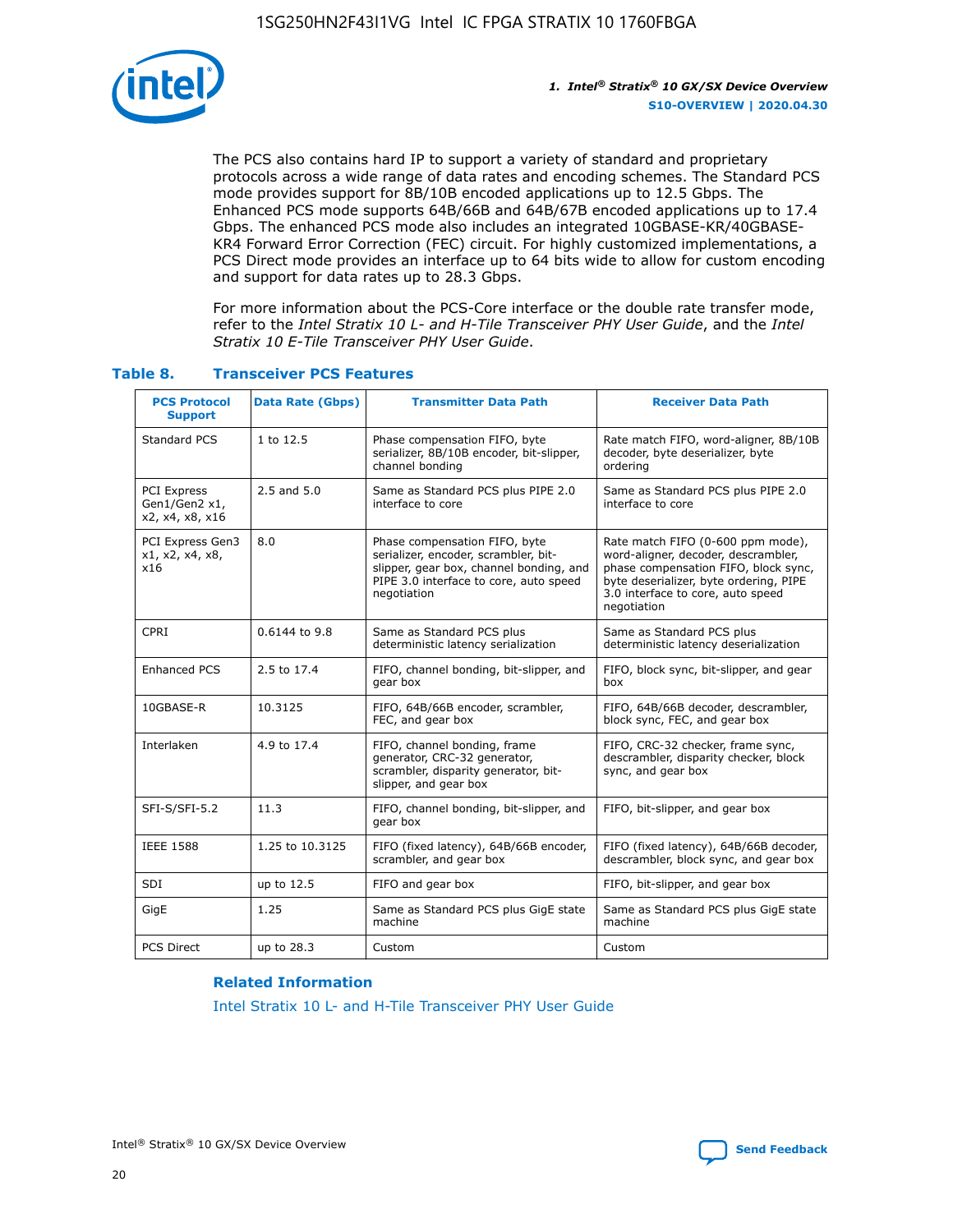The PCS also contains hard IP to support a variety of standard and proprietary protocols across a wide range of data rates and encoding schemes. The Standard PCS mode provides support for 8B/10B encoded applications up to 12.5 Gbps. The Enhanced PCS mode supports 64B/66B and 64B/67B encoded applications up to 17.4 Gbps. The enhanced PCS mode also includes an integrated 10GBASE-KR/40GBASE-KR4 Forward Error Correction (FEC) circuit. For highly customized implementations, a PCS Direct mode provides an interface up to 64 bits wide to allow for custom encoding and support for data rates up to 28.3 Gbps.

For more information about the PCS-Core interface or the double rate transfer mode, refer to the *Intel Stratix 10 L- and H-Tile Transceiver PHY User Guide*, and the *Intel Stratix 10 E-Tile Transceiver PHY User Guide*.

### Table 8. Transceiver PCS Features

| PCS Protocol Support | Data Rate (Gbps) | Transmitter Data Path | Receiver Data Path |
|---|---|---|---|
| Standard PCS | 1 to 12.5 | Phase compensation FIFO, byte serializer, 8B/10B encoder, bit-slipper, channel bonding | Rate match FIFO, word-aligner, 8B/10B decoder, byte deserializer, byte ordering |
| PCI Express Gen1/Gen2 x1, x2, x4, x8, x16 | 2.5 and 5.0 | Same as Standard PCS plus PIPE 2.0 interface to core | Same as Standard PCS plus PIPE 2.0 interface to core |
| PCI Express Gen3 x1, x2, x4, x8, x16 | 8.0 | Phase compensation FIFO, byte serializer, encoder, scrambler, bit-slipper, gear box, channel bonding, and PIPE 3.0 interface to core, auto speed negotiation | Rate match FIFO (0-600 ppm mode), word-aligner, decoder, descrambler, phase compensation FIFO, block sync, byte deserializer, byte ordering, PIPE 3.0 interface to core, auto speed negotiation |
| CPRI | 0.6144 to 9.8 | Same as Standard PCS plus deterministic latency serialization | Same as Standard PCS plus deterministic latency deserialization |
| Enhanced PCS | 2.5 to 17.4 | FIFO, channel bonding, bit-slipper, and gear box | FIFO, block sync, bit-slipper, and gear box |
| 10GBASE-R | 10.3125 | FIFO, 64B/66B encoder, scrambler, FEC, and gear box | FIFO, 64B/66B decoder, descrambler, block sync, FEC, and gear box |
| Interlaken | 4.9 to 17.4 | FIFO, channel bonding, frame generator, CRC-32 generator, scrambler, disparity generator, bit-slipper, and gear box | FIFO, CRC-32 checker, frame sync, descrambler, disparity checker, block sync, and gear box |
| SFI-S/SFI-5.2 | 11.3 | FIFO, channel bonding, bit-slipper, and gear box | FIFO, bit-slipper, and gear box |
| IEEE 1588 | 1.25 to 10.3125 | FIFO (fixed latency), 64B/66B encoder, scrambler, and gear box | FIFO (fixed latency), 64B/66B decoder, descrambler, block sync, and gear box |
| SDI | up to 12.5 | FIFO and gear box | FIFO, bit-slipper, and gear box |
| GigE | 1.25 | Same as Standard PCS plus GigE state machine | Same as Standard PCS plus GigE state machine |
| PCS Direct | up to 28.3 | Custom | Custom |

#### Related Information

Intel Stratix 10 L- and H-Tile Transceiver PHY User Guide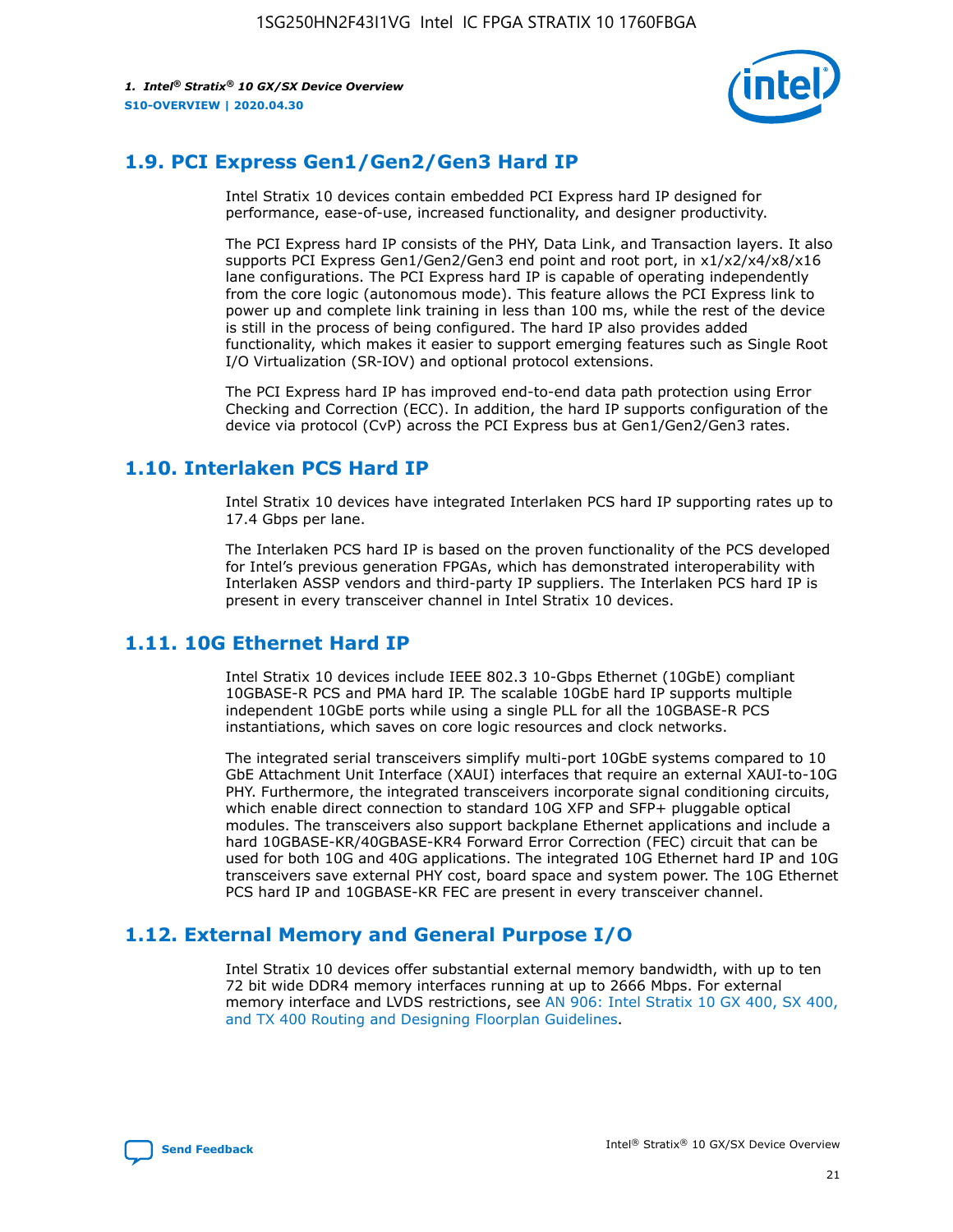## 1.9. PCI Express Gen1/Gen2/Gen3 Hard IP

Intel Stratix 10 devices contain embedded PCI Express hard IP designed for performance, ease-of-use, increased functionality, and designer productivity.

The PCI Express hard IP consists of the PHY, Data Link, and Transaction layers. It also supports PCI Express Gen1/Gen2/Gen3 end point and root port, in x1/x2/x4/x8/x16 lane configurations. The PCI Express hard IP is capable of operating independently from the core logic (autonomous mode). This feature allows the PCI Express link to power up and complete link training in less than 100 ms, while the rest of the device is still in the process of being configured. The hard IP also provides added functionality, which makes it easier to support emerging features such as Single Root I/O Virtualization (SR-IOV) and optional protocol extensions.

The PCI Express hard IP has improved end-to-end data path protection using Error Checking and Correction (ECC). In addition, the hard IP supports configuration of the device via protocol (CvP) across the PCI Express bus at Gen1/Gen2/Gen3 rates.

## 1.10. Interlaken PCS Hard IP

Intel Stratix 10 devices have integrated Interlaken PCS hard IP supporting rates up to 17.4 Gbps per lane.

The Interlaken PCS hard IP is based on the proven functionality of the PCS developed for Intel's previous generation FPGAs, which has demonstrated interoperability with Interlaken ASSP vendors and third-party IP suppliers. The Interlaken PCS hard IP is present in every transceiver channel in Intel Stratix 10 devices.

## 1.11. 10G Ethernet Hard IP

Intel Stratix 10 devices include IEEE 802.3 10-Gbps Ethernet (10GbE) compliant 10GBASE-R PCS and PMA hard IP. The scalable 10GbE hard IP supports multiple independent 10GbE ports while using a single PLL for all the 10GBASE-R PCS instantiations, which saves on core logic resources and clock networks.

The integrated serial transceivers simplify multi-port 10GbE systems compared to 10 GbE Attachment Unit Interface (XAUI) interfaces that require an external XAUI-to-10G PHY. Furthermore, the integrated transceivers incorporate signal conditioning circuits, which enable direct connection to standard 10G XFP and SFP+ pluggable optical modules. The transceivers also support backplane Ethernet applications and include a hard 10GBASE-KR/40GBASE-KR4 Forward Error Correction (FEC) circuit that can be used for both 10G and 40G applications. The integrated 10G Ethernet hard IP and 10G transceivers save external PHY cost, board space and system power. The 10G Ethernet PCS hard IP and 10GBASE-KR FEC are present in every transceiver channel.

## 1.12. External Memory and General Purpose I/O

Intel Stratix 10 devices offer substantial external memory bandwidth, with up to ten 72 bit wide DDR4 memory interfaces running at up to 2666 Mbps. For external memory interface and LVDS restrictions, see AN 906: Intel Stratix 10 GX 400, SX 400, and TX 400 Routing and Designing Floorplan Guidelines.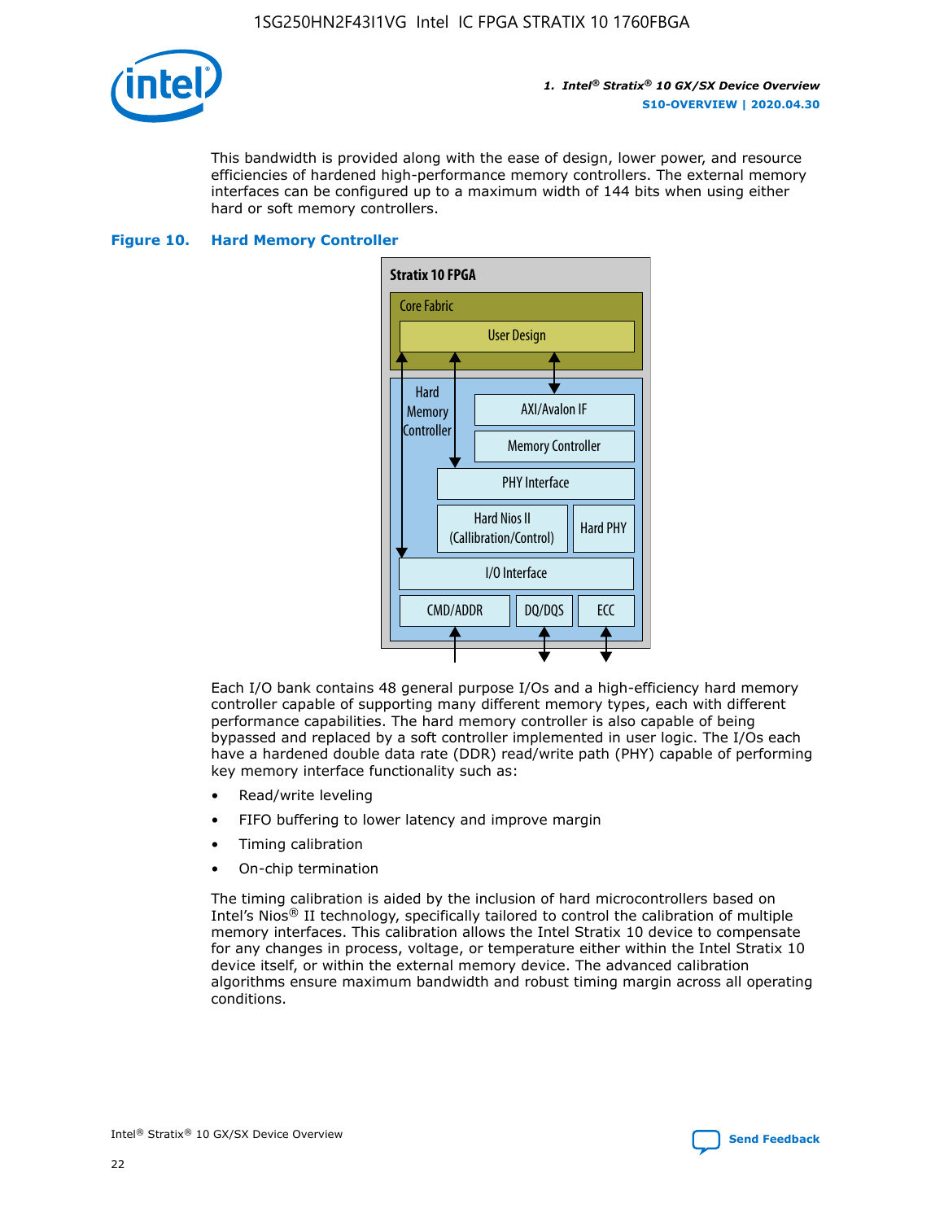This bandwidth is provided along with the ease of design, lower power, and resource efficiencies of hardened high-performance memory controllers. The external memory interfaces can be configured up to a maximum width of 144 bits when using either hard or soft memory controllers.

**Figure 10. Hard Memory Controller**

Each I/O bank contains 48 general purpose I/Os and a high-efficiency hard memory controller capable of supporting many different memory types, each with different performance capabilities. The hard memory controller is also capable of being bypassed and replaced by a soft controller implemented in user logic. The I/Os each have a hardened double data rate (DDR) read/write path (PHY) capable of performing key memory interface functionality such as:

- Read/write leveling
- FIFO buffering to lower latency and improve margin
- Timing calibration
- On-chip termination

The timing calibration is aided by the inclusion of hard microcontrollers based on Intel's Nios® II technology, specifically tailored to control the calibration of multiple memory interfaces. This calibration allows the Intel Stratix 10 device to compensate for any changes in process, voltage, or temperature either within the Intel Stratix 10 device itself, or within the external memory device. The advanced calibration algorithms ensure maximum bandwidth and robust timing margin across all operating conditions.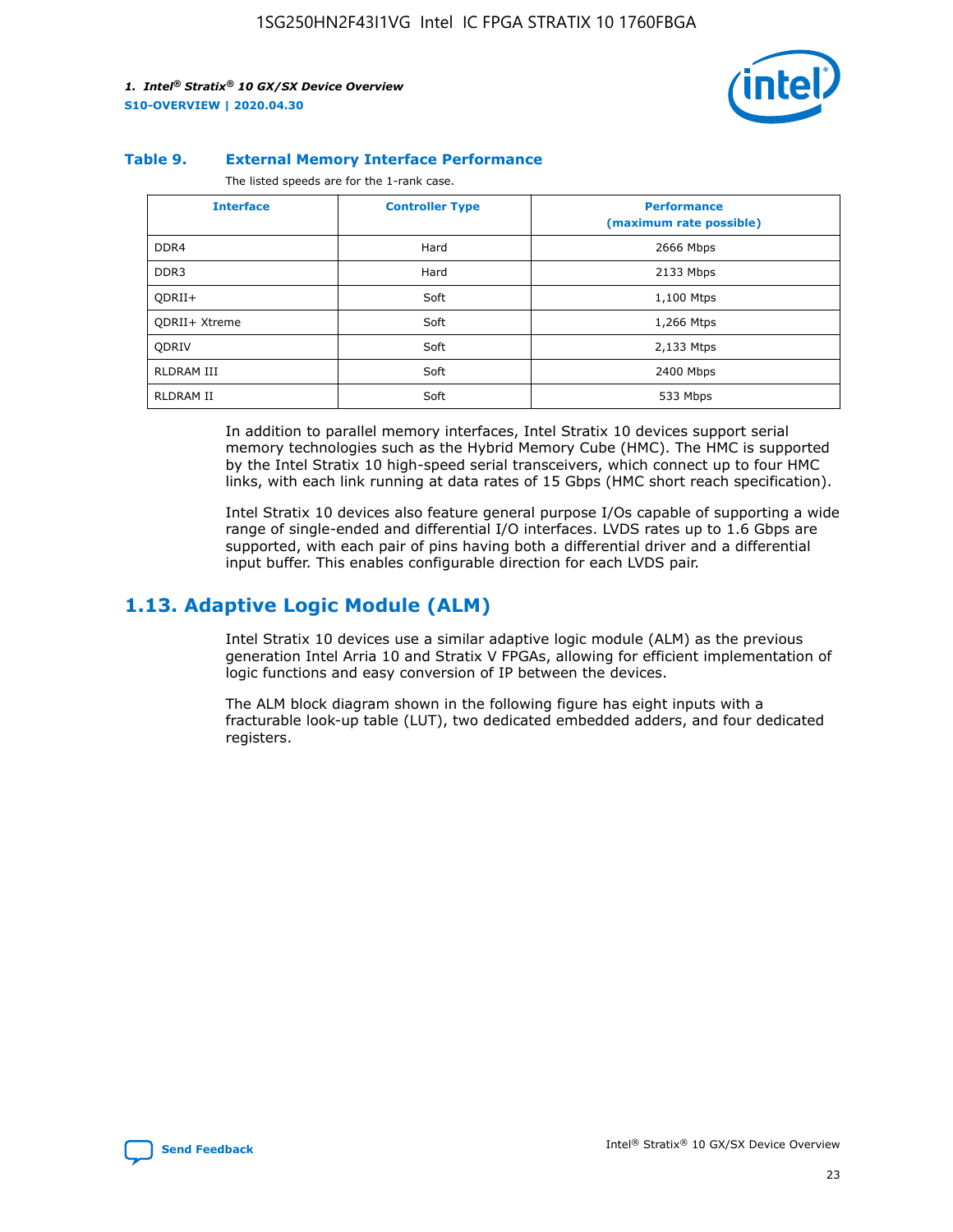**Table 9. External Memory Interface Performance**

The listed speeds are for the 1-rank case.

| Interface | Controller Type | Performance (maximum rate possible) |
|---|---|---|
| DDR4 | Hard | 2666 Mbps |
| DDR3 | Hard | 2133 Mbps |
| QDRII+ | Soft | 1,100 Mtps |
| QDRII+ Xtreme | Soft | 1,266 Mtps |
| QDRIV | Soft | 2,133 Mtps |
| RLDRAM III | Soft | 2400 Mbps |
| RLDRAM II | Soft | 533 Mbps |

In addition to parallel memory interfaces, Intel Stratix 10 devices support serial memory technologies such as the Hybrid Memory Cube (HMC). The HMC is supported by the Intel Stratix 10 high-speed serial transceivers, which connect up to four HMC links, with each link running at data rates of 15 Gbps (HMC short reach specification).

Intel Stratix 10 devices also feature general purpose I/Os capable of supporting a wide range of single-ended and differential I/O interfaces. LVDS rates up to 1.6 Gbps are supported, with each pair of pins having both a differential driver and a differential input buffer. This enables configurable direction for each LVDS pair.

## 1.13. Adaptive Logic Module (ALM)

Intel Stratix 10 devices use a similar adaptive logic module (ALM) as the previous generation Intel Arria 10 and Stratix V FPGAs, allowing for efficient implementation of logic functions and easy conversion of IP between the devices.

The ALM block diagram shown in the following figure has eight inputs with a fracturable look-up table (LUT), two dedicated embedded adders, and four dedicated registers.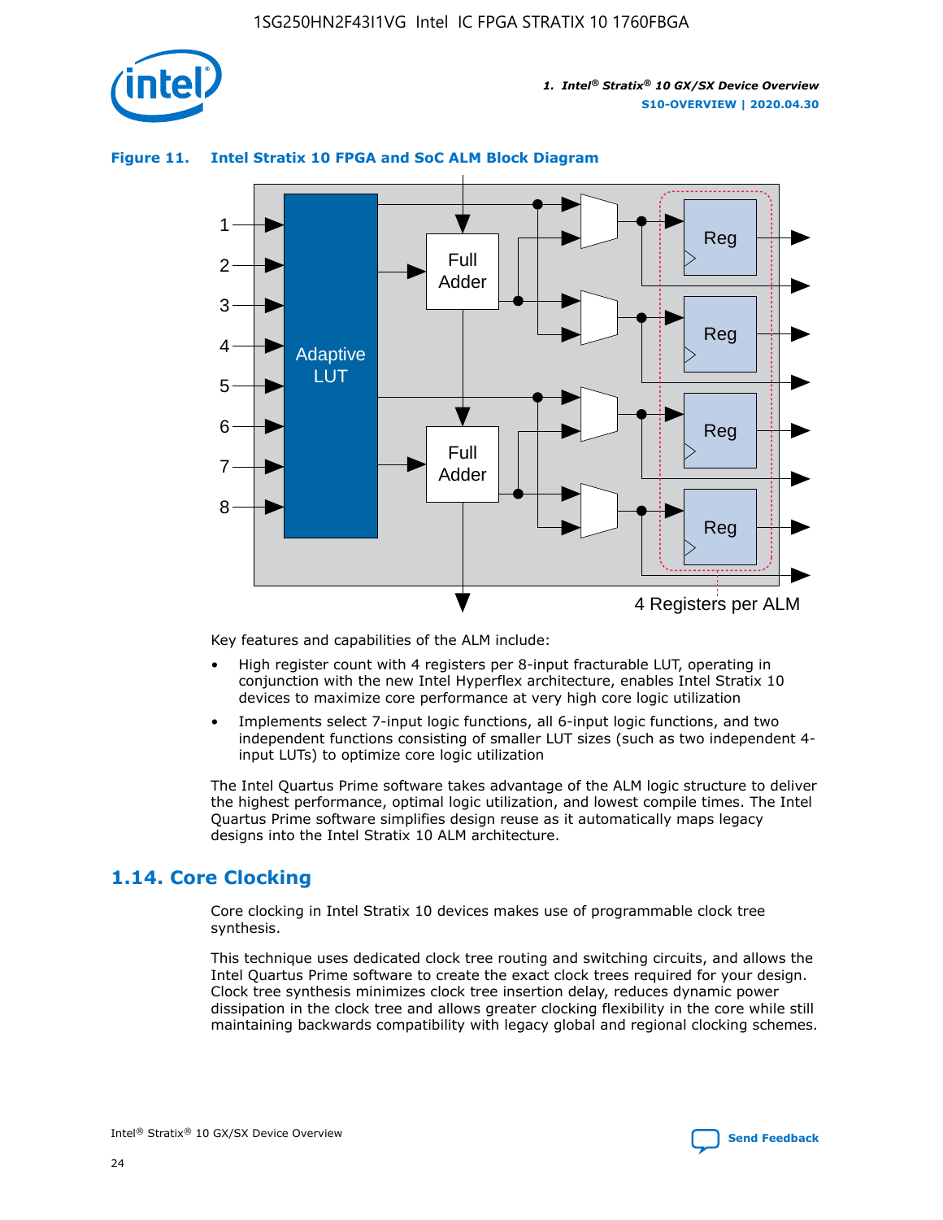**Figure 11. Intel Stratix 10 FPGA and SoC ALM Block Diagram**

Key features and capabilities of the ALM include:

- High register count with 4 registers per 8-input fracturable LUT, operating in conjunction with the new Intel Hyperflex architecture, enables Intel Stratix 10 devices to maximize core performance at very high core logic utilization
- Implements select 7-input logic functions, all 6-input logic functions, and two independent functions consisting of smaller LUT sizes (such as two independent 4-input LUTs) to optimize core logic utilization

The Intel Quartus Prime software takes advantage of the ALM logic structure to deliver the highest performance, optimal logic utilization, and lowest compile times. The Intel Quartus Prime software simplifies design reuse as it automatically maps legacy designs into the Intel Stratix 10 ALM architecture.

## 1.14. Core Clocking

Core clocking in Intel Stratix 10 devices makes use of programmable clock tree synthesis.

This technique uses dedicated clock tree routing and switching circuits, and allows the Intel Quartus Prime software to create the exact clock trees required for your design. Clock tree synthesis minimizes clock tree insertion delay, reduces dynamic power dissipation in the clock tree and allows greater clocking flexibility in the core while still maintaining backwards compatibility with legacy global and regional clocking schemes.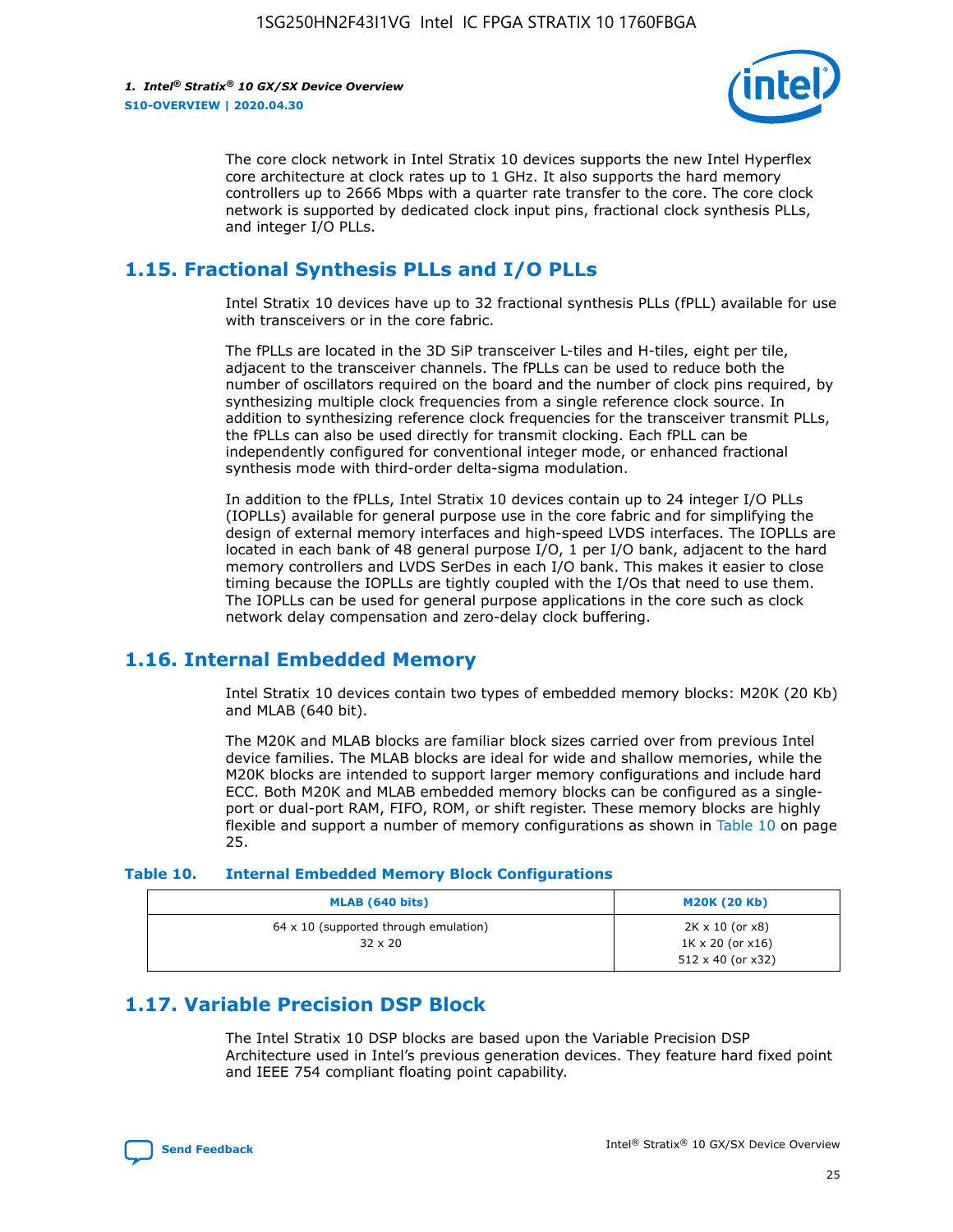The core clock network in Intel Stratix 10 devices supports the new Intel Hyperflex core architecture at clock rates up to 1 GHz. It also supports the hard memory controllers up to 2666 Mbps with a quarter rate transfer to the core. The core clock network is supported by dedicated clock input pins, fractional clock synthesis PLLs, and integer I/O PLLs.

## 1.15. Fractional Synthesis PLLs and I/O PLLs

Intel Stratix 10 devices have up to 32 fractional synthesis PLLs (fPLL) available for use with transceivers or in the core fabric.

The fPLLs are located in the 3D SiP transceiver L-tiles and H-tiles, eight per tile, adjacent to the transceiver channels. The fPLLs can be used to reduce both the number of oscillators required on the board and the number of clock pins required, by synthesizing multiple clock frequencies from a single reference clock source. In addition to synthesizing reference clock frequencies for the transceiver transmit PLLs, the fPLLs can also be used directly for transmit clocking. Each fPLL can be independently configured for conventional integer mode, or enhanced fractional synthesis mode with third-order delta-sigma modulation.

In addition to the fPLLs, Intel Stratix 10 devices contain up to 24 integer I/O PLLs (IOPLLs) available for general purpose use in the core fabric and for simplifying the design of external memory interfaces and high-speed LVDS interfaces. The IOPLLs are located in each bank of 48 general purpose I/O, 1 per I/O bank, adjacent to the hard memory controllers and LVDS SerDes in each I/O bank. This makes it easier to close timing because the IOPLLs are tightly coupled with the I/Os that need to use them. The IOPLLs can be used for general purpose applications in the core such as clock network delay compensation and zero-delay clock buffering.

## 1.16. Internal Embedded Memory

Intel Stratix 10 devices contain two types of embedded memory blocks: M20K (20 Kb) and MLAB (640 bit).

The M20K and MLAB blocks are familiar block sizes carried over from previous Intel device families. The MLAB blocks are ideal for wide and shallow memories, while the M20K blocks are intended to support larger memory configurations and include hard ECC. Both M20K and MLAB embedded memory blocks can be configured as a single-port or dual-port RAM, FIFO, ROM, or shift register. These memory blocks are highly flexible and support a number of memory configurations as shown in Table 10 on page 25.

**Table 10. Internal Embedded Memory Block Configurations**

| MLAB (640 bits) | M20K (20 Kb) |
|---|---|
| 64 x 10 (supported through emulation)<br>32 x 20 | 2K x 10 (or x8)<br>1K x 20 (or x16)<br>512 x 40 (or x32) |

## 1.17. Variable Precision DSP Block

The Intel Stratix 10 DSP blocks are based upon the Variable Precision DSP Architecture used in Intel's previous generation devices. They feature hard fixed point and IEEE 754 compliant floating point capability.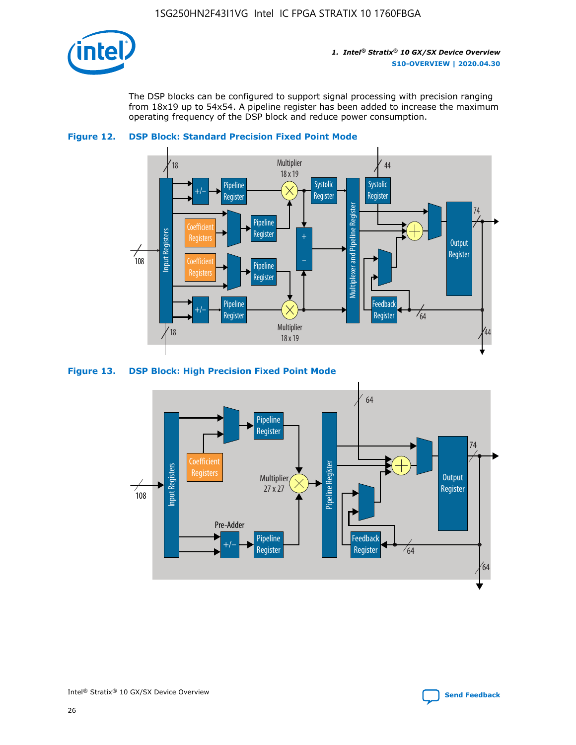The DSP blocks can be configured to support signal processing with precision ranging from 18x19 up to 54x54. A pipeline register has been added to increase the maximum operating frequency of the DSP block and reduce power consumption.

**Figure 12. DSP Block: Standard Precision Fixed Point Mode**

**Figure 13. DSP Block: High Precision Fixed Point Mode**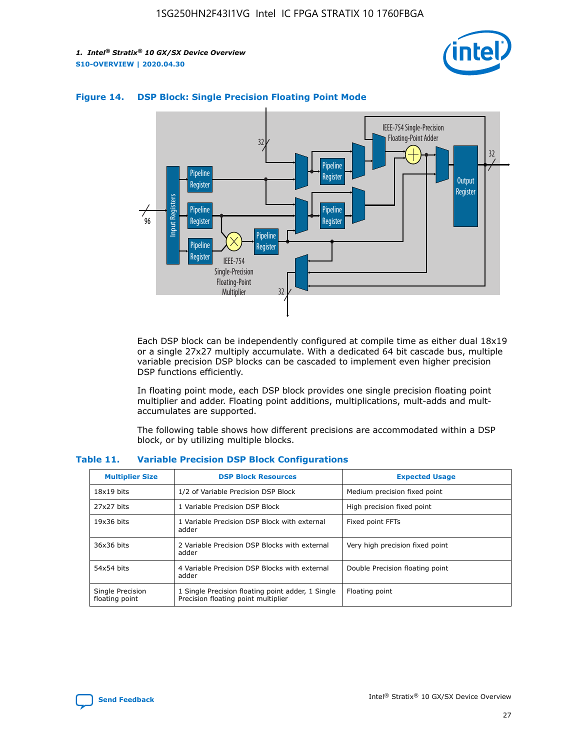**Figure 14. DSP Block: Single Precision Floating Point Mode**

Each DSP block can be independently configured at compile time as either dual 18x19 or a single 27x27 multiply accumulate. With a dedicated 64 bit cascade bus, multiple variable precision DSP blocks can be cascaded to implement even higher precision DSP functions efficiently.

In floating point mode, each DSP block provides one single precision floating point multiplier and adder. Floating point additions, multiplications, mult-adds and mult-accumulates are supported.

The following table shows how different precisions are accommodated within a DSP block, or by utilizing multiple blocks.

**Table 11. Variable Precision DSP Block Configurations**

| Multiplier Size | DSP Block Resources | Expected Usage |
|---|---|---|
| 18x19 bits | 1/2 of Variable Precision DSP Block | Medium precision fixed point |
| 27x27 bits | 1 Variable Precision DSP Block | High precision fixed point |
| 19x36 bits | 1 Variable Precision DSP Block with external adder | Fixed point FFTs |
| 36x36 bits | 2 Variable Precision DSP Blocks with external adder | Very high precision fixed point |
| 54x54 bits | 4 Variable Precision DSP Blocks with external adder | Double Precision floating point |
| Single Precision floating point | 1 Single Precision floating point adder, 1 Single Precision floating point multiplier | Floating point |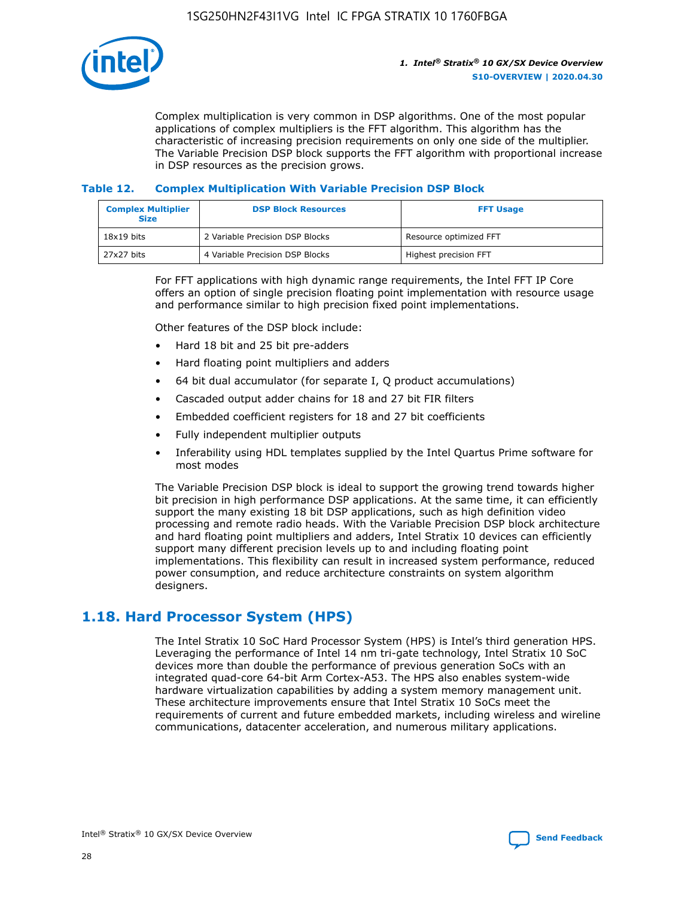Complex multiplication is very common in DSP algorithms. One of the most popular applications of complex multipliers is the FFT algorithm. This algorithm has the characteristic of increasing precision requirements on only one side of the multiplier. The Variable Precision DSP block supports the FFT algorithm with proportional increase in DSP resources as the precision grows.

### Table 12. Complex Multiplication With Variable Precision DSP Block

| Complex Multiplier Size | DSP Block Resources | FFT Usage |
| --- | --- | --- |
| 18x19 bits | 2 Variable Precision DSP Blocks | Resource optimized FFT |
| 27x27 bits | 4 Variable Precision DSP Blocks | Highest precision FFT |

For FFT applications with high dynamic range requirements, the Intel FFT IP Core offers an option of single precision floating point implementation with resource usage and performance similar to high precision fixed point implementations.

Other features of the DSP block include:

- Hard 18 bit and 25 bit pre-adders
- Hard floating point multipliers and adders
- 64 bit dual accumulator (for separate I, Q product accumulations)
- Cascaded output adder chains for 18 and 27 bit FIR filters
- Embedded coefficient registers for 18 and 27 bit coefficients
- Fully independent multiplier outputs
- Inferability using HDL templates supplied by the Intel Quartus Prime software for most modes

The Variable Precision DSP block is ideal to support the growing trend towards higher bit precision in high performance DSP applications. At the same time, it can efficiently support the many existing 18 bit DSP applications, such as high definition video processing and remote radio heads. With the Variable Precision DSP block architecture and hard floating point multipliers and adders, Intel Stratix 10 devices can efficiently support many different precision levels up to and including floating point implementations. This flexibility can result in increased system performance, reduced power consumption, and reduce architecture constraints on system algorithm designers.

## 1.18. Hard Processor System (HPS)

The Intel Stratix 10 SoC Hard Processor System (HPS) is Intel's third generation HPS. Leveraging the performance of Intel 14 nm tri-gate technology, Intel Stratix 10 SoC devices more than double the performance of previous generation SoCs with an integrated quad-core 64-bit Arm Cortex-A53. The HPS also enables system-wide hardware virtualization capabilities by adding a system memory management unit. These architecture improvements ensure that Intel Stratix 10 SoCs meet the requirements of current and future embedded markets, including wireless and wireline communications, datacenter acceleration, and numerous military applications.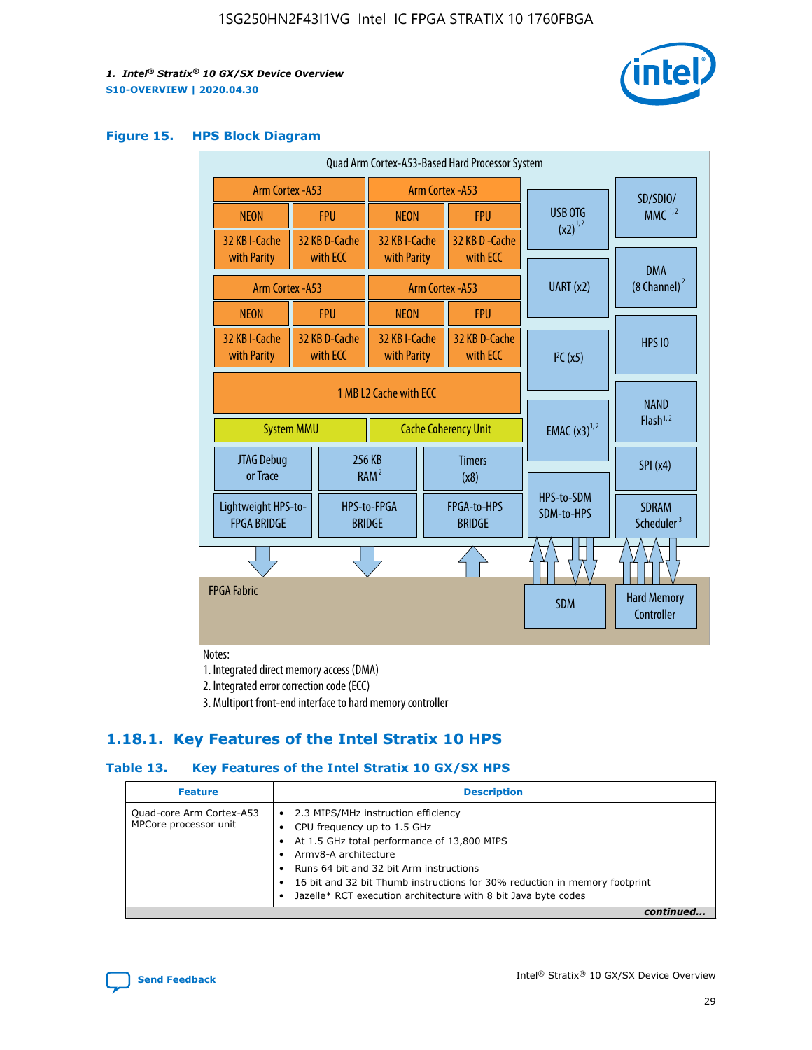**Figure 15. HPS Block Diagram**

Quad Arm Cortex-A53-Based Hard Processor System

| Arm Cortex -A53 | | Arm Cortex -A53 | |
|---|---|---|---|
| NEON | FPU | NEON | FPU |
| 32 KB I-Cache with Parity | 32 KB D-Cache with ECC | 32 KB I-Cache with Parity | 32 KB D -Cache with ECC |

| Arm Cortex -A53 | | Arm Cortex -A53 | |
|---|---|---|---|
| NEON | FPU | NEON | FPU |
| 32 KB I-Cache with Parity | 32 KB D-Cache with ECC | 32 KB I-Cache with Parity | 32 KB D-Cache with ECC |

1 MB L2 Cache with ECC

System MMU | Cache Coherency Unit

JTAG Debug or Trace | 256 KB RAM [2] | Timers (x8)

Lightweight HPS-to-FPGA BRIDGE | HPS-to-FPGA BRIDGE | FPGA-to-HPS BRIDGE

USB OTG (x2) [1,2] | UART (x2) | I²C (x5) | EMAC (x3) [1,2] | HPS-to-SDM SDM-to-HPS

SD/SDIO/MMC [1,2] | DMA (8 Channel) [2] | HPS IO | NAND Flash [1,2] | SPI (x4) | SDRAM Scheduler [3]

FPGA Fabric | SDM | Hard Memory Controller

Notes:

1. Integrated direct memory access (DMA)
2. Integrated error correction code (ECC)
3. Multiport front-end interface to hard memory controller

## 1.18.1. Key Features of the Intel Stratix 10 HPS

**Table 13. Key Features of the Intel Stratix 10 GX/SX HPS**

| Feature | Description |
|---|---|
| Quad-core Arm Cortex-A53 MPCore processor unit | • 2.3 MIPS/MHz instruction efficiency<br>• CPU frequency up to 1.5 GHz<br>• At 1.5 GHz total performance of 13,800 MIPS<br>• Armv8-A architecture<br>• Runs 64 bit and 32 bit Arm instructions<br>• 16 bit and 32 bit Thumb instructions for 30% reduction in memory footprint<br>• Jazelle* RCT execution architecture with 8 bit Java byte codes |

*continued...*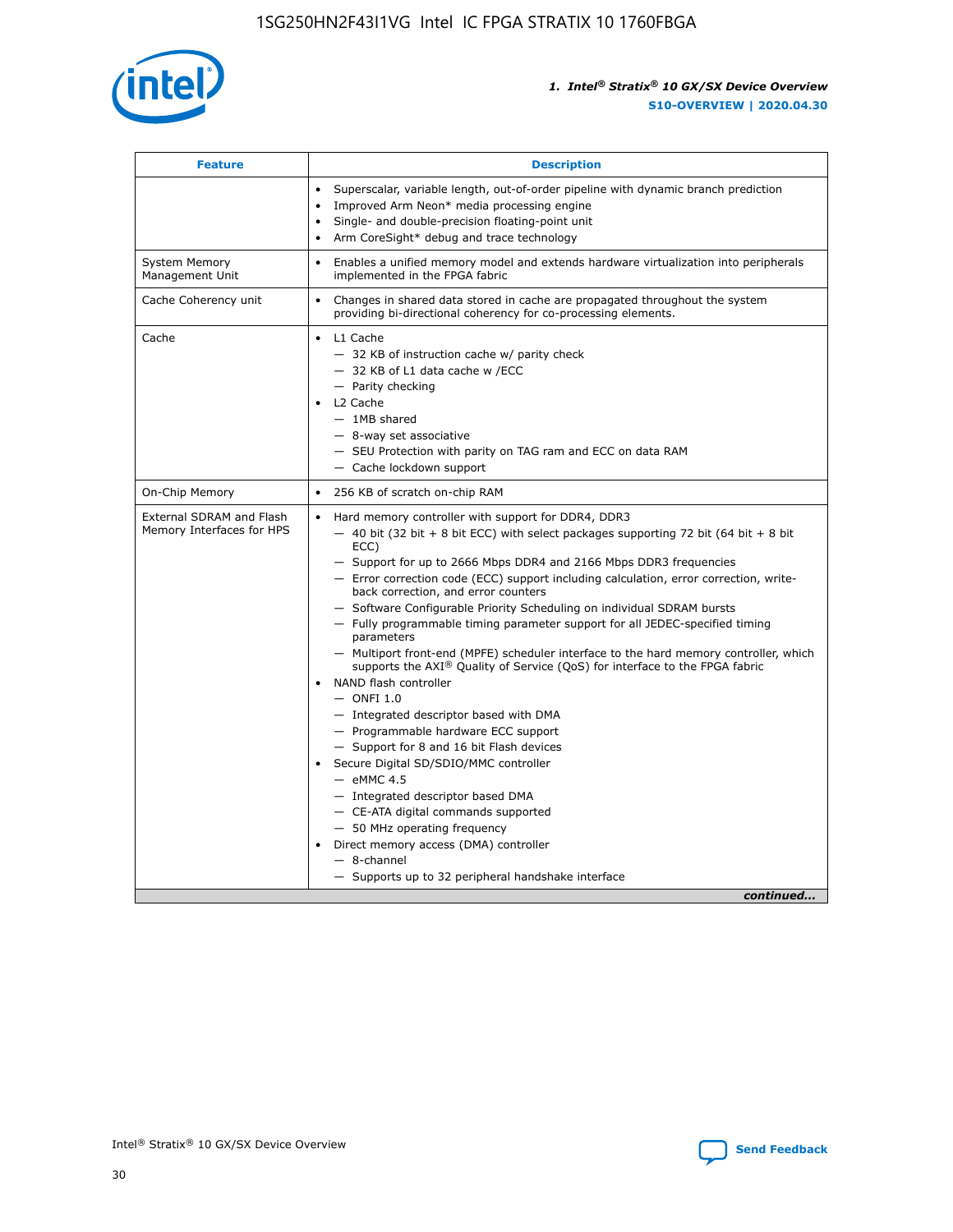| Feature | Description |
| --- | --- |
| | • Superscalar, variable length, out-of-order pipeline with dynamic branch prediction<br>• Improved Arm Neon* media processing engine<br>• Single- and double-precision floating-point unit<br>• Arm CoreSight* debug and trace technology |
| System Memory Management Unit | • Enables a unified memory model and extends hardware virtualization into peripherals implemented in the FPGA fabric |
| Cache Coherency unit | • Changes in shared data stored in cache are propagated throughout the system providing bi-directional coherency for co-processing elements. |
| Cache | • L1 Cache<br>— 32 KB of instruction cache w/ parity check<br>— 32 KB of L1 data cache w /ECC<br>— Parity checking<br>• L2 Cache<br>— 1MB shared<br>— 8-way set associative<br>— SEU Protection with parity on TAG ram and ECC on data RAM<br>— Cache lockdown support |
| On-Chip Memory | • 256 KB of scratch on-chip RAM |
| External SDRAM and Flash Memory Interfaces for HPS | • Hard memory controller with support for DDR4, DDR3<br>— 40 bit (32 bit + 8 bit ECC) with select packages supporting 72 bit (64 bit + 8 bit ECC)<br>— Support for up to 2666 Mbps DDR4 and 2166 Mbps DDR3 frequencies<br>— Error correction code (ECC) support including calculation, error correction, write-back correction, and error counters<br>— Software Configurable Priority Scheduling on individual SDRAM bursts<br>— Fully programmable timing parameter support for all JEDEC-specified timing parameters<br>— Multiport front-end (MPFE) scheduler interface to the hard memory controller, which supports the AXI® Quality of Service (QoS) for interface to the FPGA fabric<br>• NAND flash controller<br>— ONFI 1.0<br>— Integrated descriptor based with DMA<br>— Programmable hardware ECC support<br>— Support for 8 and 16 bit Flash devices<br>• Secure Digital SD/SDIO/MMC controller<br>— eMMC 4.5<br>— Integrated descriptor based DMA<br>— CE-ATA digital commands supported<br>— 50 MHz operating frequency<br>• Direct memory access (DMA) controller<br>— 8-channel<br>— Supports up to 32 peripheral handshake interface |

*continued...*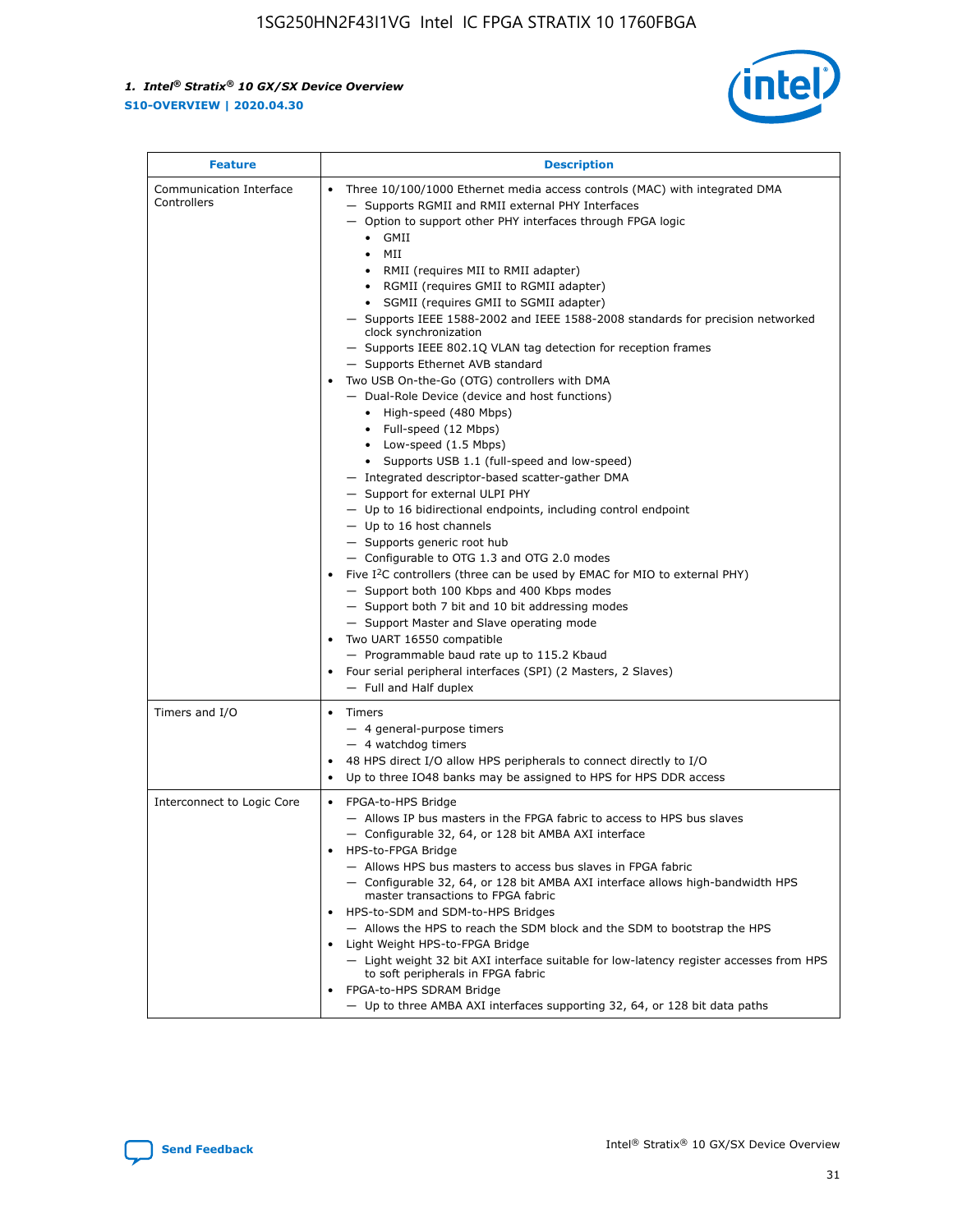| Feature | Description |
| --- | --- |
| Communication Interface Controllers | • Three 10/100/1000 Ethernet media access controls (MAC) with integrated DMA<br>— Supports RGMII and RMII external PHY Interfaces<br>— Option to support other PHY interfaces through FPGA logic<br>• GMII<br>• MII<br>• RMII (requires MII to RMII adapter)<br>• RGMII (requires GMII to RGMII adapter)<br>• SGMII (requires GMII to SGMII adapter)<br>— Supports IEEE 1588-2002 and IEEE 1588-2008 standards for precision networked clock synchronization<br>— Supports IEEE 802.1Q VLAN tag detection for reception frames<br>— Supports Ethernet AVB standard<br>• Two USB On-the-Go (OTG) controllers with DMA<br>— Dual-Role Device (device and host functions)<br>• High-speed (480 Mbps)<br>• Full-speed (12 Mbps)<br>• Low-speed (1.5 Mbps)<br>• Supports USB 1.1 (full-speed and low-speed)<br>— Integrated descriptor-based scatter-gather DMA<br>— Support for external ULPI PHY<br>— Up to 16 bidirectional endpoints, including control endpoint<br>— Up to 16 host channels<br>— Supports generic root hub<br>— Configurable to OTG 1.3 and OTG 2.0 modes<br>• Five I²C controllers (three can be used by EMAC for MIO to external PHY)<br>— Support both 100 Kbps and 400 Kbps modes<br>— Support both 7 bit and 10 bit addressing modes<br>— Support Master and Slave operating mode<br>• Two UART 16550 compatible<br>— Programmable baud rate up to 115.2 Kbaud<br>• Four serial peripheral interfaces (SPI) (2 Masters, 2 Slaves)<br>— Full and Half duplex |
| Timers and I/O | • Timers<br>— 4 general-purpose timers<br>— 4 watchdog timers<br>• 48 HPS direct I/O allow HPS peripherals to connect directly to I/O<br>• Up to three IO48 banks may be assigned to HPS for HPS DDR access |
| Interconnect to Logic Core | • FPGA-to-HPS Bridge<br>— Allows IP bus masters in the FPGA fabric to access to HPS bus slaves<br>— Configurable 32, 64, or 128 bit AMBA AXI interface<br>• HPS-to-FPGA Bridge<br>— Allows HPS bus masters to access bus slaves in FPGA fabric<br>— Configurable 32, 64, or 128 bit AMBA AXI interface allows high-bandwidth HPS master transactions to FPGA fabric<br>• HPS-to-SDM and SDM-to-HPS Bridges<br>— Allows the HPS to reach the SDM block and the SDM to bootstrap the HPS<br>• Light Weight HPS-to-FPGA Bridge<br>— Light weight 32 bit AXI interface suitable for low-latency register accesses from HPS to soft peripherals in FPGA fabric<br>• FPGA-to-HPS SDRAM Bridge<br>— Up to three AMBA AXI interfaces supporting 32, 64, or 128 bit data paths |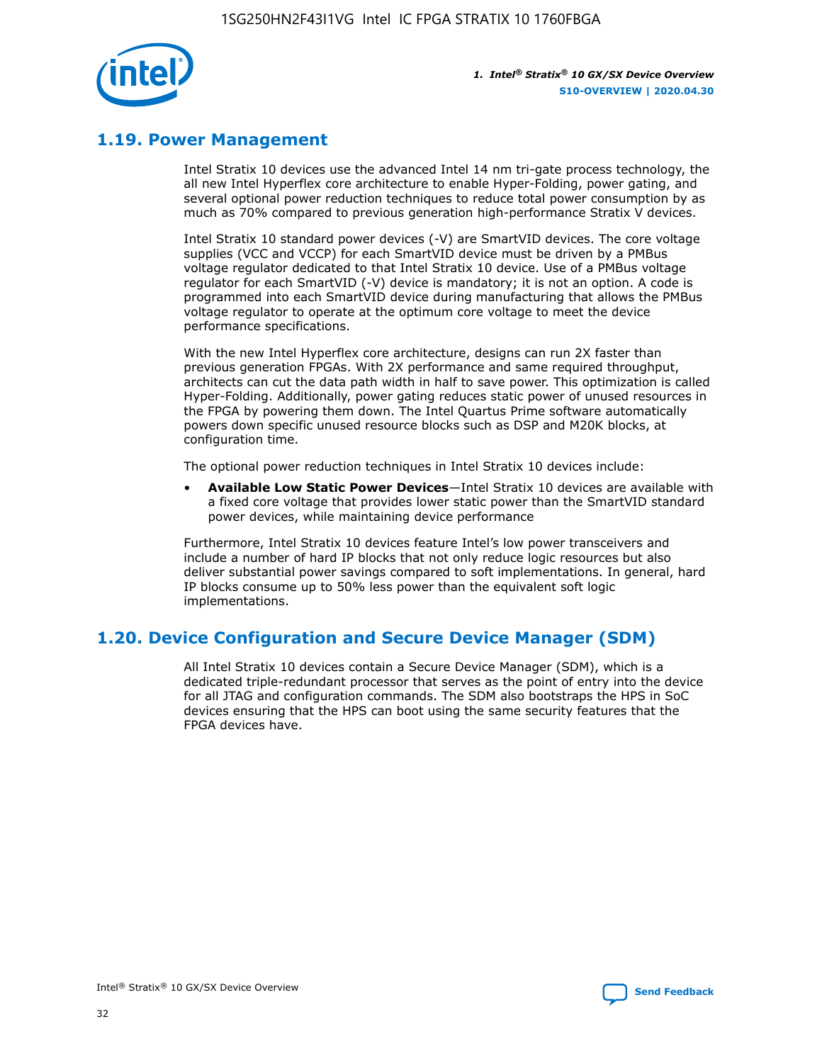## 1.19. Power Management

Intel Stratix 10 devices use the advanced Intel 14 nm tri-gate process technology, the all new Intel Hyperflex core architecture to enable Hyper-Folding, power gating, and several optional power reduction techniques to reduce total power consumption by as much as 70% compared to previous generation high-performance Stratix V devices.

Intel Stratix 10 standard power devices (-V) are SmartVID devices. The core voltage supplies (VCC and VCCP) for each SmartVID device must be driven by a PMBus voltage regulator dedicated to that Intel Stratix 10 device. Use of a PMBus voltage regulator for each SmartVID (-V) device is mandatory; it is not an option. A code is programmed into each SmartVID device during manufacturing that allows the PMBus voltage regulator to operate at the optimum core voltage to meet the device performance specifications.

With the new Intel Hyperflex core architecture, designs can run 2X faster than previous generation FPGAs. With 2X performance and same required throughput, architects can cut the data path width in half to save power. This optimization is called Hyper-Folding. Additionally, power gating reduces static power of unused resources in the FPGA by powering them down. The Intel Quartus Prime software automatically powers down specific unused resource blocks such as DSP and M20K blocks, at configuration time.

The optional power reduction techniques in Intel Stratix 10 devices include:

- **Available Low Static Power Devices**—Intel Stratix 10 devices are available with a fixed core voltage that provides lower static power than the SmartVID standard power devices, while maintaining device performance

Furthermore, Intel Stratix 10 devices feature Intel's low power transceivers and include a number of hard IP blocks that not only reduce logic resources but also deliver substantial power savings compared to soft implementations. In general, hard IP blocks consume up to 50% less power than the equivalent soft logic implementations.

## 1.20. Device Configuration and Secure Device Manager (SDM)

All Intel Stratix 10 devices contain a Secure Device Manager (SDM), which is a dedicated triple-redundant processor that serves as the point of entry into the device for all JTAG and configuration commands. The SDM also bootstraps the HPS in SoC devices ensuring that the HPS can boot using the same security features that the FPGA devices have.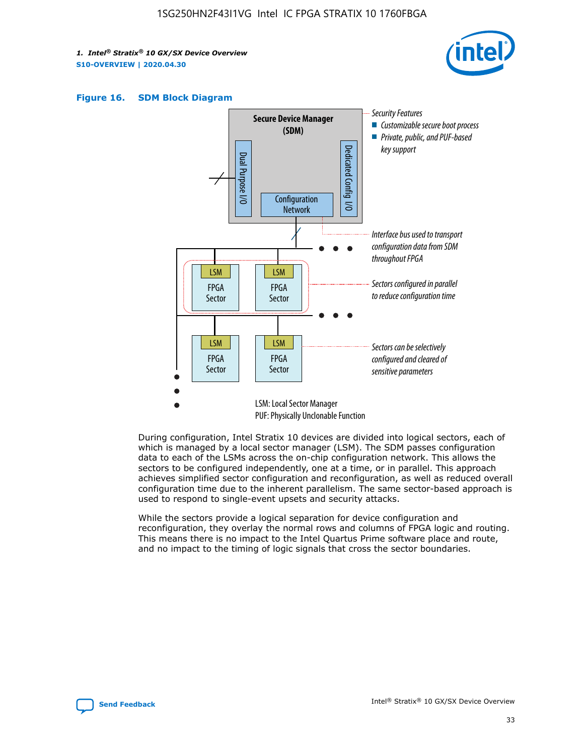**Figure 16. SDM Block Diagram**

Security Features
- Customizable secure boot process
- Private, public, and PUF-based key support

Interface bus used to transport configuration data from SDM throughout FPGA

Sectors configured in parallel to reduce configuration time

Sectors can be selectively configured and cleared of sensitive parameters

LSM: Local Sector Manager
PUF: Physically Unclonable Function

During configuration, Intel Stratix 10 devices are divided into logical sectors, each of which is managed by a local sector manager (LSM). The SDM passes configuration data to each of the LSMs across the on-chip configuration network. This allows the sectors to be configured independently, one at a time, or in parallel. This approach achieves simplified sector configuration and reconfiguration, as well as reduced overall configuration time due to the inherent parallelism. The same sector-based approach is used to respond to single-event upsets and security attacks.

While the sectors provide a logical separation for device configuration and reconfiguration, they overlay the normal rows and columns of FPGA logic and routing. This means there is no impact to the Intel Quartus Prime software place and route, and no impact to the timing of logic signals that cross the sector boundaries.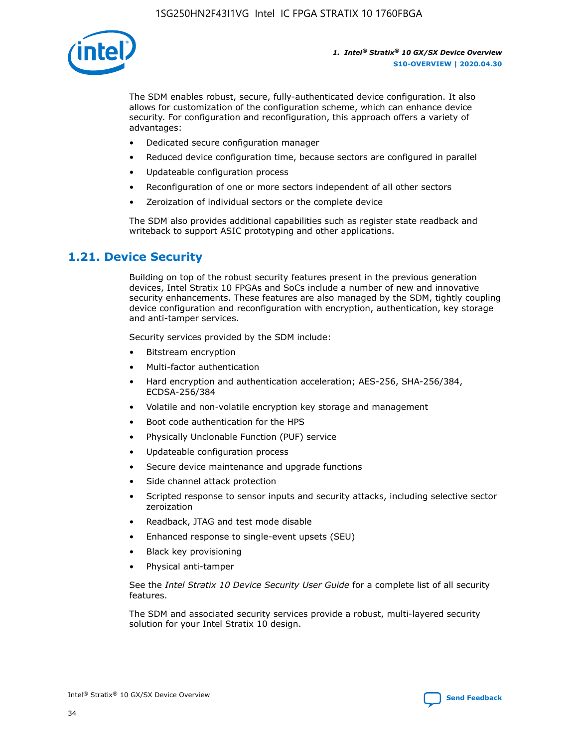The SDM enables robust, secure, fully-authenticated device configuration. It also allows for customization of the configuration scheme, which can enhance device security. For configuration and reconfiguration, this approach offers a variety of advantages:

- Dedicated secure configuration manager
- Reduced device configuration time, because sectors are configured in parallel
- Updateable configuration process
- Reconfiguration of one or more sectors independent of all other sectors
- Zeroization of individual sectors or the complete device

The SDM also provides additional capabilities such as register state readback and writeback to support ASIC prototyping and other applications.

## 1.21. Device Security

Building on top of the robust security features present in the previous generation devices, Intel Stratix 10 FPGAs and SoCs include a number of new and innovative security enhancements. These features are also managed by the SDM, tightly coupling device configuration and reconfiguration with encryption, authentication, key storage and anti-tamper services.

Security services provided by the SDM include:

- Bitstream encryption
- Multi-factor authentication
- Hard encryption and authentication acceleration; AES-256, SHA-256/384, ECDSA-256/384
- Volatile and non-volatile encryption key storage and management
- Boot code authentication for the HPS
- Physically Unclonable Function (PUF) service
- Updateable configuration process
- Secure device maintenance and upgrade functions
- Side channel attack protection
- Scripted response to sensor inputs and security attacks, including selective sector zeroization
- Readback, JTAG and test mode disable
- Enhanced response to single-event upsets (SEU)
- Black key provisioning
- Physical anti-tamper

See the *Intel Stratix 10 Device Security User Guide* for a complete list of all security features.

The SDM and associated security services provide a robust, multi-layered security solution for your Intel Stratix 10 design.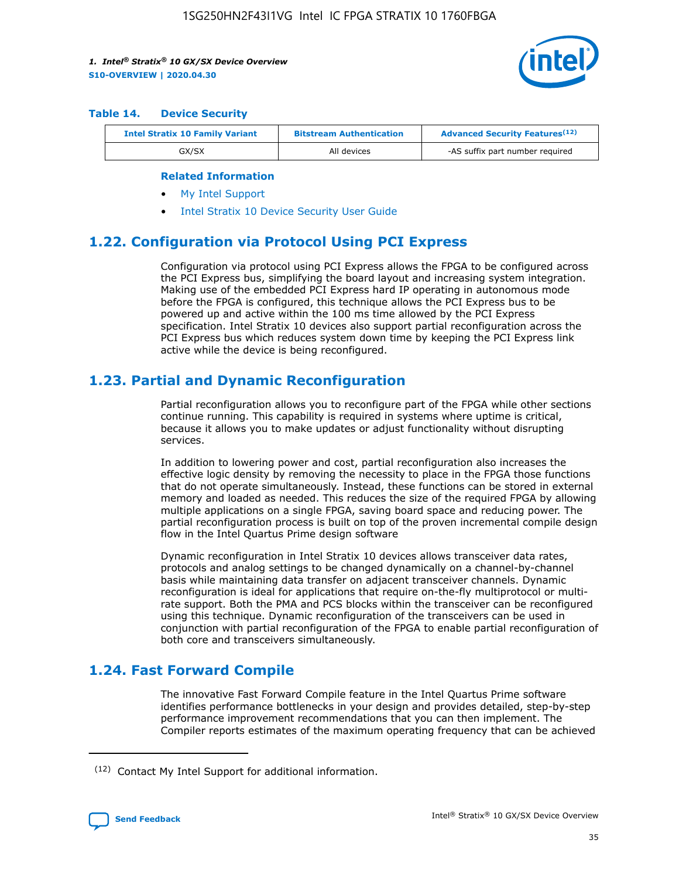**Table 14. Device Security**

| Intel Stratix 10 Family Variant | Bitstream Authentication | Advanced Security Features[12] |
| --- | --- | --- |
| GX/SX | All devices | -AS suffix part number required |

**Related Information**

- My Intel Support
- Intel Stratix 10 Device Security User Guide

## 1.22. Configuration via Protocol Using PCI Express

Configuration via protocol using PCI Express allows the FPGA to be configured across the PCI Express bus, simplifying the board layout and increasing system integration. Making use of the embedded PCI Express hard IP operating in autonomous mode before the FPGA is configured, this technique allows the PCI Express bus to be powered up and active within the 100 ms time allowed by the PCI Express specification. Intel Stratix 10 devices also support partial reconfiguration across the PCI Express bus which reduces system down time by keeping the PCI Express link active while the device is being reconfigured.

## 1.23. Partial and Dynamic Reconfiguration

Partial reconfiguration allows you to reconfigure part of the FPGA while other sections continue running. This capability is required in systems where uptime is critical, because it allows you to make updates or adjust functionality without disrupting services.

In addition to lowering power and cost, partial reconfiguration also increases the effective logic density by removing the necessity to place in the FPGA those functions that do not operate simultaneously. Instead, these functions can be stored in external memory and loaded as needed. This reduces the size of the required FPGA by allowing multiple applications on a single FPGA, saving board space and reducing power. The partial reconfiguration process is built on top of the proven incremental compile design flow in the Intel Quartus Prime design software

Dynamic reconfiguration in Intel Stratix 10 devices allows transceiver data rates, protocols and analog settings to be changed dynamically on a channel-by-channel basis while maintaining data transfer on adjacent transceiver channels. Dynamic reconfiguration is ideal for applications that require on-the-fly multiprotocol or multi-rate support. Both the PMA and PCS blocks within the transceiver can be reconfigured using this technique. Dynamic reconfiguration of the transceivers can be used in conjunction with partial reconfiguration of the FPGA to enable partial reconfiguration of both core and transceivers simultaneously.

## 1.24. Fast Forward Compile

The innovative Fast Forward Compile feature in the Intel Quartus Prime software identifies performance bottlenecks in your design and provides detailed, step-by-step performance improvement recommendations that you can then implement. The Compiler reports estimates of the maximum operating frequency that can be achieved

[12] Contact My Intel Support for additional information.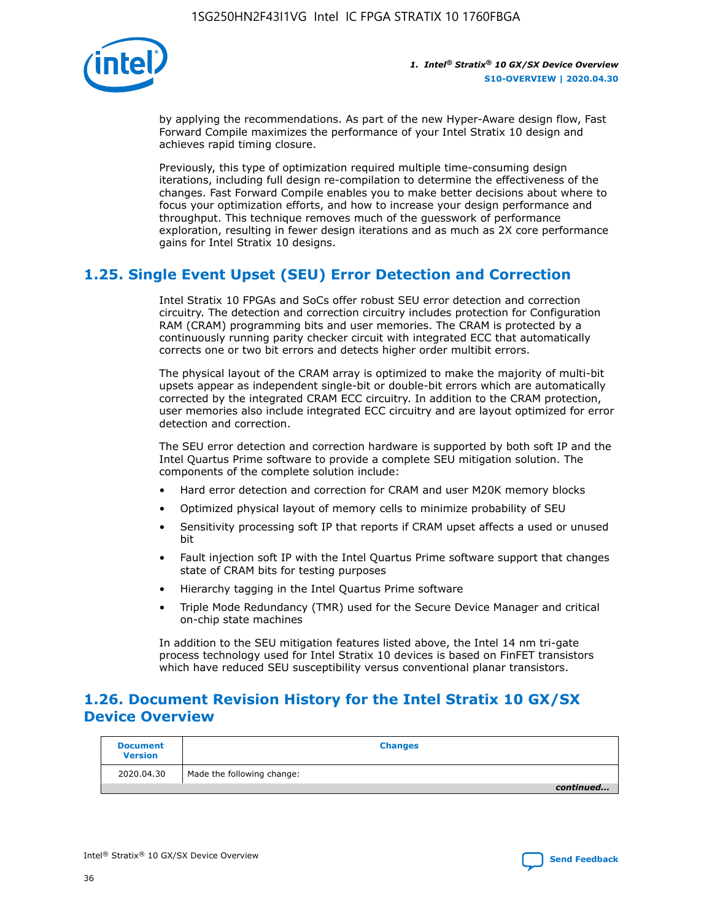by applying the recommendations. As part of the new Hyper-Aware design flow, Fast Forward Compile maximizes the performance of your Intel Stratix 10 design and achieves rapid timing closure.

Previously, this type of optimization required multiple time-consuming design iterations, including full design re-compilation to determine the effectiveness of the changes. Fast Forward Compile enables you to make better decisions about where to focus your optimization efforts, and how to increase your design performance and throughput. This technique removes much of the guesswork of performance exploration, resulting in fewer design iterations and as much as 2X core performance gains for Intel Stratix 10 designs.

## 1.25. Single Event Upset (SEU) Error Detection and Correction

Intel Stratix 10 FPGAs and SoCs offer robust SEU error detection and correction circuitry. The detection and correction circuitry includes protection for Configuration RAM (CRAM) programming bits and user memories. The CRAM is protected by a continuously running parity checker circuit with integrated ECC that automatically corrects one or two bit errors and detects higher order multibit errors.

The physical layout of the CRAM array is optimized to make the majority of multi-bit upsets appear as independent single-bit or double-bit errors which are automatically corrected by the integrated CRAM ECC circuitry. In addition to the CRAM protection, user memories also include integrated ECC circuitry and are layout optimized for error detection and correction.

The SEU error detection and correction hardware is supported by both soft IP and the Intel Quartus Prime software to provide a complete SEU mitigation solution. The components of the complete solution include:

- Hard error detection and correction for CRAM and user M20K memory blocks
- Optimized physical layout of memory cells to minimize probability of SEU
- Sensitivity processing soft IP that reports if CRAM upset affects a used or unused bit
- Fault injection soft IP with the Intel Quartus Prime software support that changes state of CRAM bits for testing purposes
- Hierarchy tagging in the Intel Quartus Prime software
- Triple Mode Redundancy (TMR) used for the Secure Device Manager and critical on-chip state machines

In addition to the SEU mitigation features listed above, the Intel 14 nm tri-gate process technology used for Intel Stratix 10 devices is based on FinFET transistors which have reduced SEU susceptibility versus conventional planar transistors.

## 1.26. Document Revision History for the Intel Stratix 10 GX/SX Device Overview

| Document Version | Changes |
|---|---|
| 2020.04.30 | Made the following change: |

*continued...*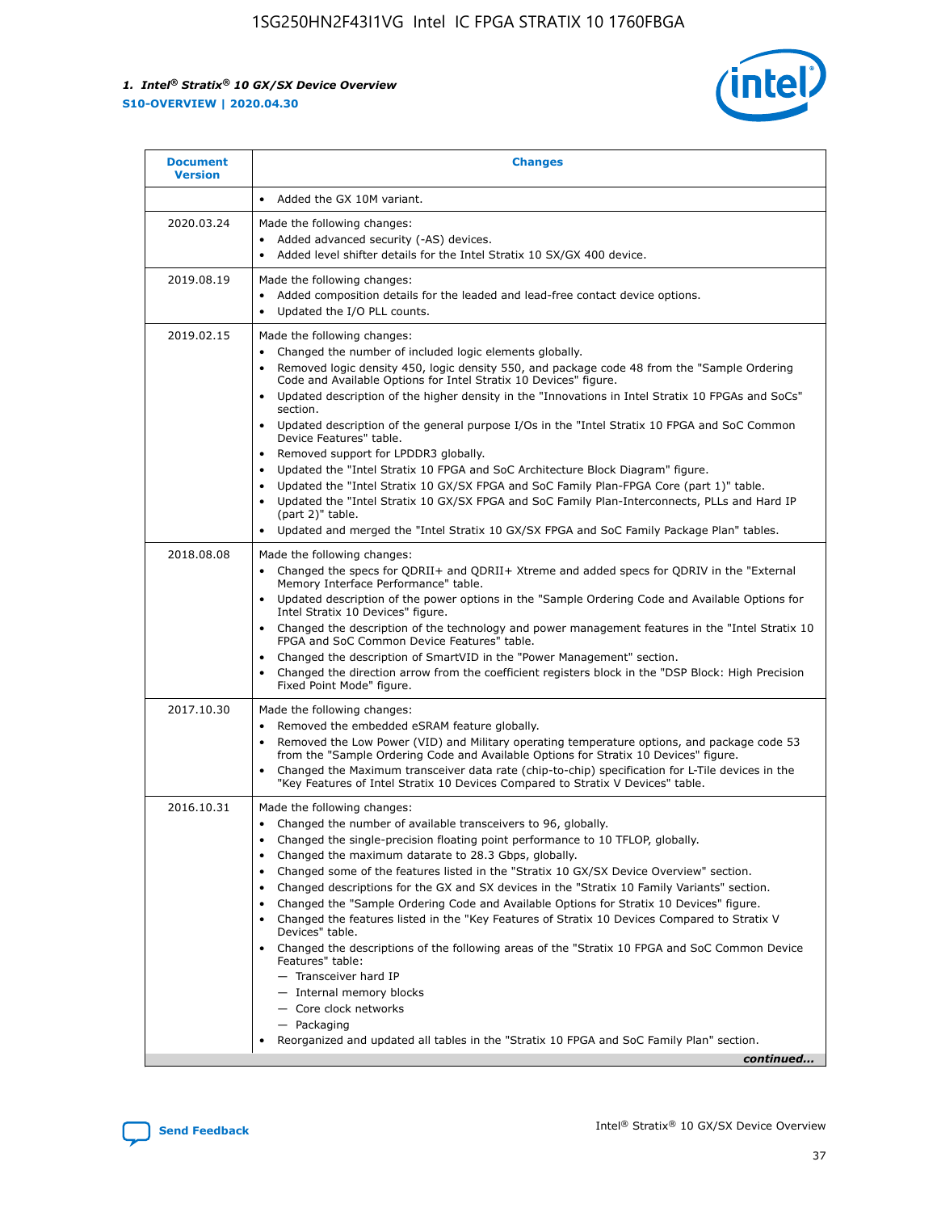| Document Version | Changes |
| --- | --- |
| | • Added the GX 10M variant. |
| 2020.03.24 | Made the following changes:<br>• Added advanced security (-AS) devices.<br>• Added level shifter details for the Intel Stratix 10 SX/GX 400 device. |
| 2019.08.19 | Made the following changes:<br>• Added composition details for the leaded and lead-free contact device options.<br>• Updated the I/O PLL counts. |
| 2019.02.15 | Made the following changes:<br>• Changed the number of included logic elements globally.<br>• Removed logic density 450, logic density 550, and package code 48 from the "Sample Ordering Code and Available Options for Intel Stratix 10 Devices" figure.<br>• Updated description of the higher density in the "Innovations in Intel Stratix 10 FPGAs and SoCs" section.<br>• Updated description of the general purpose I/Os in the "Intel Stratix 10 FPGA and SoC Common Device Features" table.<br>• Removed support for LPDDR3 globally.<br>• Updated the "Intel Stratix 10 FPGA and SoC Architecture Block Diagram" figure.<br>• Updated the "Intel Stratix 10 GX/SX FPGA and SoC Family Plan-FPGA Core (part 1)" table.<br>• Updated the "Intel Stratix 10 GX/SX FPGA and SoC Family Plan-Interconnects, PLLs and Hard IP (part 2)" table.<br>• Updated and merged the "Intel Stratix 10 GX/SX FPGA and SoC Family Package Plan" tables. |
| 2018.08.08 | Made the following changes:<br>• Changed the specs for QDRII+ and QDRII+ Xtreme and added specs for QDRIV in the "External Memory Interface Performance" table.<br>• Updated description of the power options in the "Sample Ordering Code and Available Options for Intel Stratix 10 Devices" figure.<br>• Changed the description of the technology and power management features in the "Intel Stratix 10 FPGA and SoC Common Device Features" table.<br>• Changed the description of SmartVID in the "Power Management" section.<br>• Changed the direction arrow from the coefficient registers block in the "DSP Block: High Precision Fixed Point Mode" figure. |
| 2017.10.30 | Made the following changes:<br>• Removed the embedded eSRAM feature globally.<br>• Removed the Low Power (VID) and Military operating temperature options, and package code 53 from the "Sample Ordering Code and Available Options for Stratix 10 Devices" figure.<br>• Changed the Maximum transceiver data rate (chip-to-chip) specification for L-Tile devices in the "Key Features of Intel Stratix 10 Devices Compared to Stratix V Devices" table. |
| 2016.10.31 | Made the following changes:<br>• Changed the number of available transceivers to 96, globally.<br>• Changed the single-precision floating point performance to 10 TFLOP, globally.<br>• Changed the maximum datarate to 28.3 Gbps, globally.<br>• Changed some of the features listed in the "Stratix 10 GX/SX Device Overview" section.<br>• Changed descriptions for the GX and SX devices in the "Stratix 10 Family Variants" section.<br>• Changed the "Sample Ordering Code and Available Options for Stratix 10 Devices" figure.<br>• Changed the features listed in the "Key Features of Stratix 10 Devices Compared to Stratix V Devices" table.<br>• Changed the descriptions of the following areas of the "Stratix 10 FPGA and SoC Common Device Features" table:<br>— Transceiver hard IP<br>— Internal memory blocks<br>— Core clock networks<br>— Packaging<br>• Reorganized and updated all tables in the "Stratix 10 FPGA and SoC Family Plan" section. |

*continued...*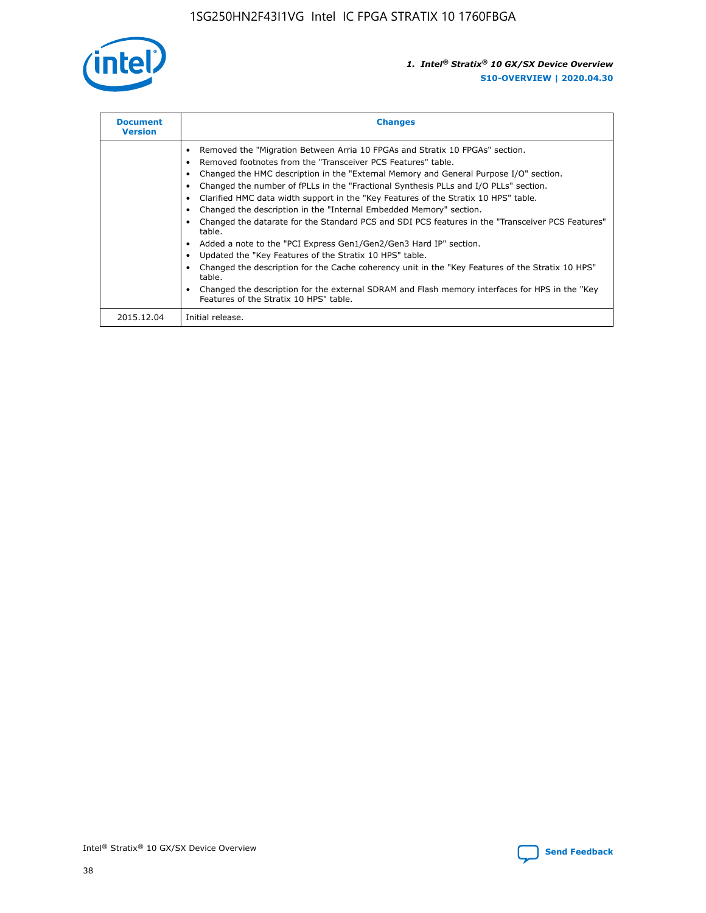| Document Version | Changes |
| --- | --- |
| | - Removed the "Migration Between Arria 10 FPGAs and Stratix 10 FPGAs" section.<br>- Removed footnotes from the "Transceiver PCS Features" table.<br>- Changed the HMC description in the "External Memory and General Purpose I/O" section.<br>- Changed the number of fPLLs in the "Fractional Synthesis PLLs and I/O PLLs" section.<br>- Clarified HMC data width support in the "Key Features of the Stratix 10 HPS" table.<br>- Changed the description in the "Internal Embedded Memory" section.<br>- Changed the datarate for the Standard PCS and SDI PCS features in the "Transceiver PCS Features" table.<br>- Added a note to the "PCI Express Gen1/Gen2/Gen3 Hard IP" section.<br>- Updated the "Key Features of the Stratix 10 HPS" table.<br>- Changed the description for the Cache coherency unit in the "Key Features of the Stratix 10 HPS" table.<br>- Changed the description for the external SDRAM and Flash memory interfaces for HPS in the "Key Features of the Stratix 10 HPS" table. |
| 2015.12.04 | Initial release. |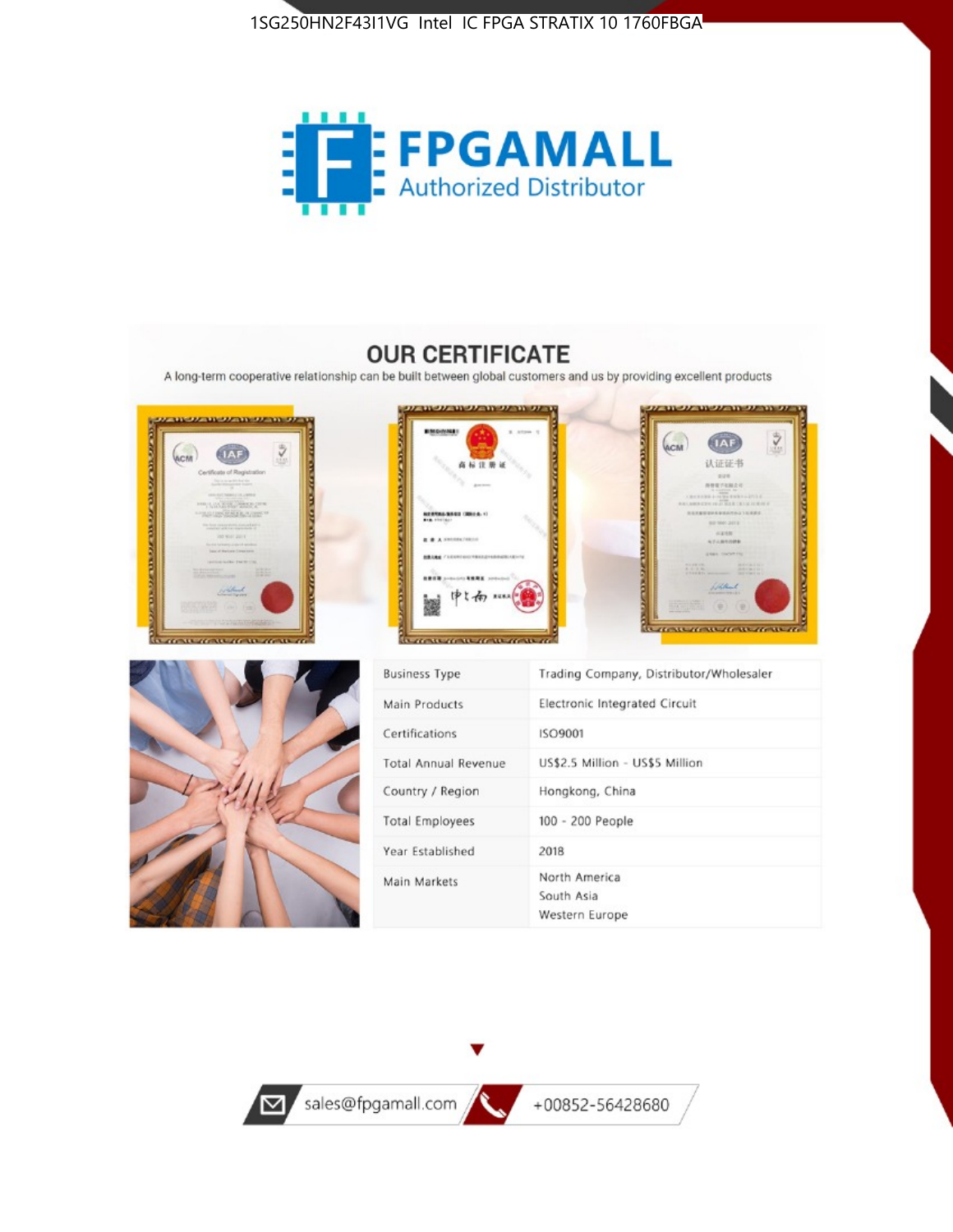FPGAMALL
Authorized Distributor

## OUR CERTIFICATE

A long-term cooperative relationship can be built between global customers and us by providing excellent products

| | |
|---|---|
| Business Type | Trading Company, Distributor/Wholesaler |
| Main Products | Electronic Integrated Circuit |
| Certifications | ISO9001 |
| Total Annual Revenue | US$2.5 Million - US$5 Million |
| Country / Region | Hongkong, China |
| Total Employees | 100 - 200 People |
| Year Established | 2018 |
| Main Markets | North America<br>South Asia<br>Western Europe |

sales@fpgamall.com

+00852-56428680